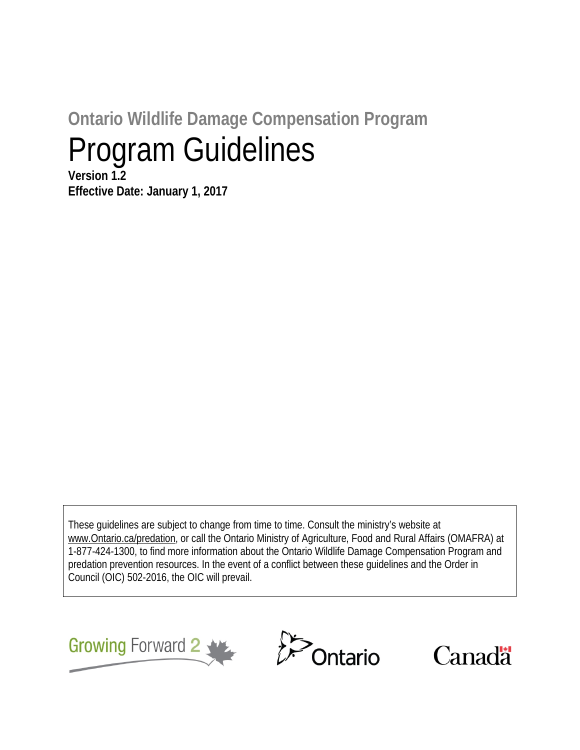## Ontario Wildlife Damage Compensation Program

# Program Guidelines

**Version 1.2**
**Effective Date: January 1, 2017**

These guidelines are subject to change from time to time. Consult the ministry's website at www.Ontario.ca/predation, or call the Ontario Ministry of Agriculture, Food and Rural Affairs (OMAFRA) at 1-877-424-1300, to find more information about the Ontario Wildlife Damage Compensation Program and predation prevention resources. In the event of a conflict between these guidelines and the Order in Council (OIC) 502-2016, the OIC will prevail.

Growing Forward 2    Ontario    Canada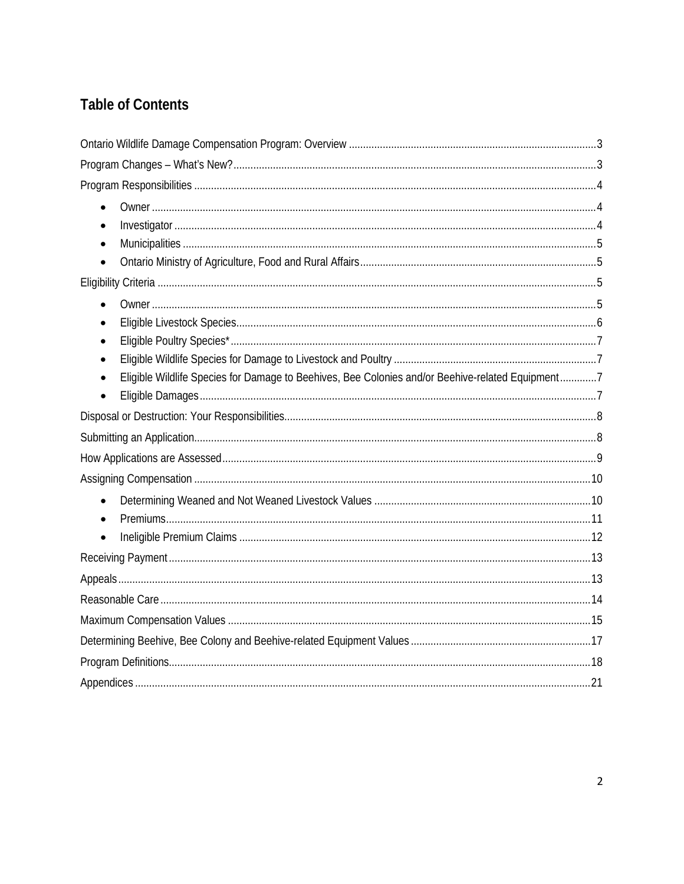## Table of Contents

Ontario Wildlife Damage Compensation Program: Overview ....................................................................................... 3

Program Changes – What's New? ............................................................................................................................... 3

Program Responsibilities ............................................................................................................................................. 4

- Owner ............................................................................................................................................................. 4
- Investigator ..................................................................................................................................................... 4
- Municipalities .................................................................................................................................................. 5
- Ontario Ministry of Agriculture, Food and Rural Affairs .................................................................................... 5

Eligibility Criteria .......................................................................................................................................................... 5

- Owner ............................................................................................................................................................. 5
- Eligible Livestock Species ............................................................................................................................... 6
- Eligible Poultry Species* ................................................................................................................................. 7
- Eligible Wildlife Species for Damage to Livestock and Poultry ........................................................................ 7
- Eligible Wildlife Species for Damage to Beehives, Bee Colonies and/or Beehive-related Equipment ............. 7
- Eligible Damages ............................................................................................................................................ 7

Disposal or Destruction: Your Responsibilities .............................................................................................................. 8

Submitting an Application ............................................................................................................................................ 8

How Applications are Assessed ................................................................................................................................... 9

Assigning Compensation ............................................................................................................................................ 10

- Determining Weaned and Not Weaned Livestock Values ............................................................................. 10
- Premiums ...................................................................................................................................................... 11
- Ineligible Premium Claims ............................................................................................................................ 12

Receiving Payment .................................................................................................................................................... 13

Appeals ..................................................................................................................................................................... 13

Reasonable Care ....................................................................................................................................................... 14

Maximum Compensation Values ............................................................................................................................... 15

Determining Beehive, Bee Colony and Beehive-related Equipment Values ................................................................ 17

Program Definitions .................................................................................................................................................... 18

Appendices ................................................................................................................................................................ 21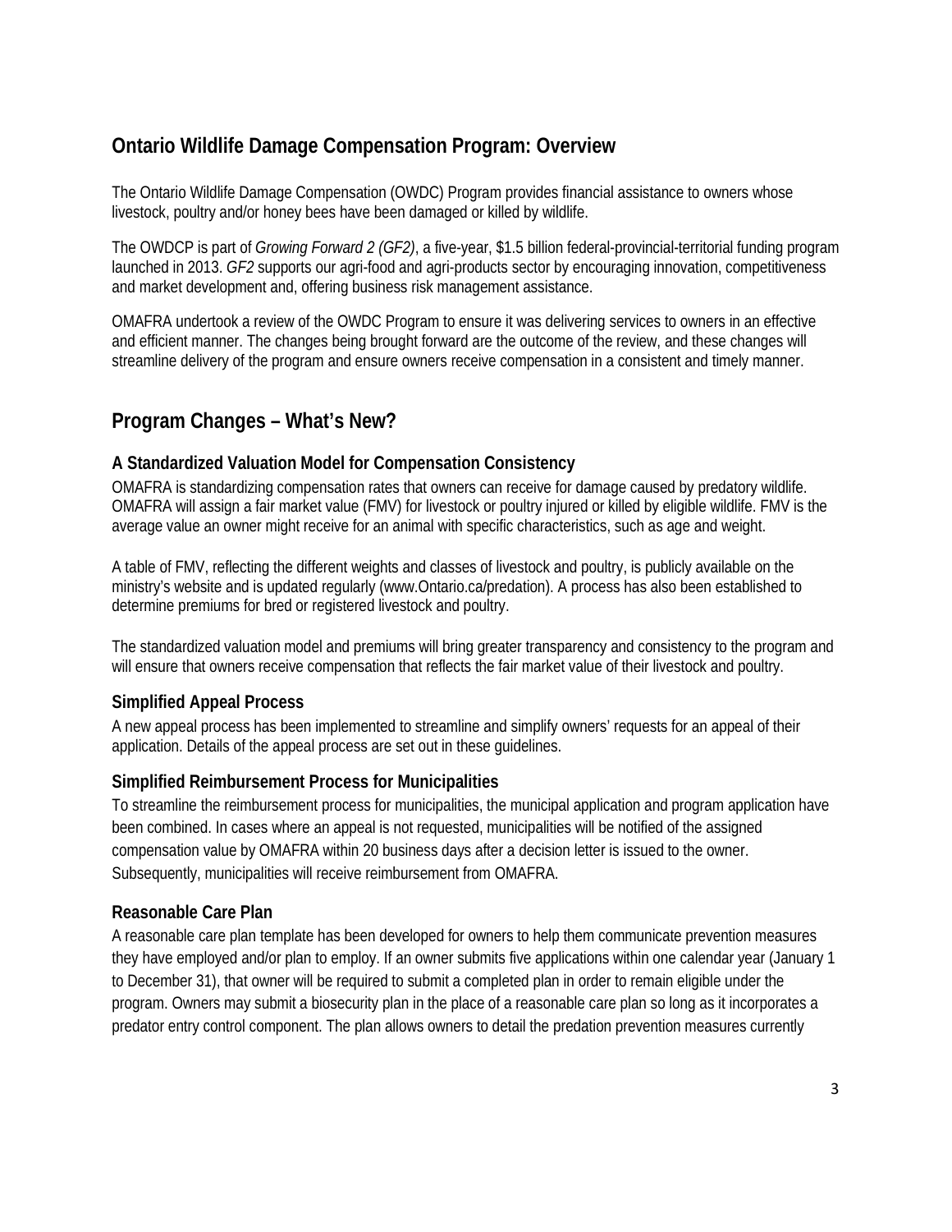## Ontario Wildlife Damage Compensation Program: Overview

The Ontario Wildlife Damage Compensation (OWDC) Program provides financial assistance to owners whose livestock, poultry and/or honey bees have been damaged or killed by wildlife.

The OWDCP is part of *Growing Forward 2 (GF2)*, a five-year, $1.5 billion federal-provincial-territorial funding program launched in 2013. *GF2* supports our agri-food and agri-products sector by encouraging innovation, competitiveness and market development and, offering business risk management assistance.

OMAFRA undertook a review of the OWDC Program to ensure it was delivering services to owners in an effective and efficient manner. The changes being brought forward are the outcome of the review, and these changes will streamline delivery of the program and ensure owners receive compensation in a consistent and timely manner.

## Program Changes – What's New?

### A Standardized Valuation Model for Compensation Consistency

OMAFRA is standardizing compensation rates that owners can receive for damage caused by predatory wildlife. OMAFRA will assign a fair market value (FMV) for livestock or poultry injured or killed by eligible wildlife. FMV is the average value an owner might receive for an animal with specific characteristics, such as age and weight.

A table of FMV, reflecting the different weights and classes of livestock and poultry, is publicly available on the ministry's website and is updated regularly (www.Ontario.ca/predation). A process has also been established to determine premiums for bred or registered livestock and poultry.

The standardized valuation model and premiums will bring greater transparency and consistency to the program and will ensure that owners receive compensation that reflects the fair market value of their livestock and poultry.

### Simplified Appeal Process

A new appeal process has been implemented to streamline and simplify owners' requests for an appeal of their application. Details of the appeal process are set out in these guidelines.

### Simplified Reimbursement Process for Municipalities

To streamline the reimbursement process for municipalities, the municipal application and program application have been combined. In cases where an appeal is not requested, municipalities will be notified of the assigned compensation value by OMAFRA within 20 business days after a decision letter is issued to the owner. Subsequently, municipalities will receive reimbursement from OMAFRA.

### Reasonable Care Plan

A reasonable care plan template has been developed for owners to help them communicate prevention measures they have employed and/or plan to employ. If an owner submits five applications within one calendar year (January 1 to December 31), that owner will be required to submit a completed plan in order to remain eligible under the program. Owners may submit a biosecurity plan in the place of a reasonable care plan so long as it incorporates a predator entry control component. The plan allows owners to detail the predation prevention measures currently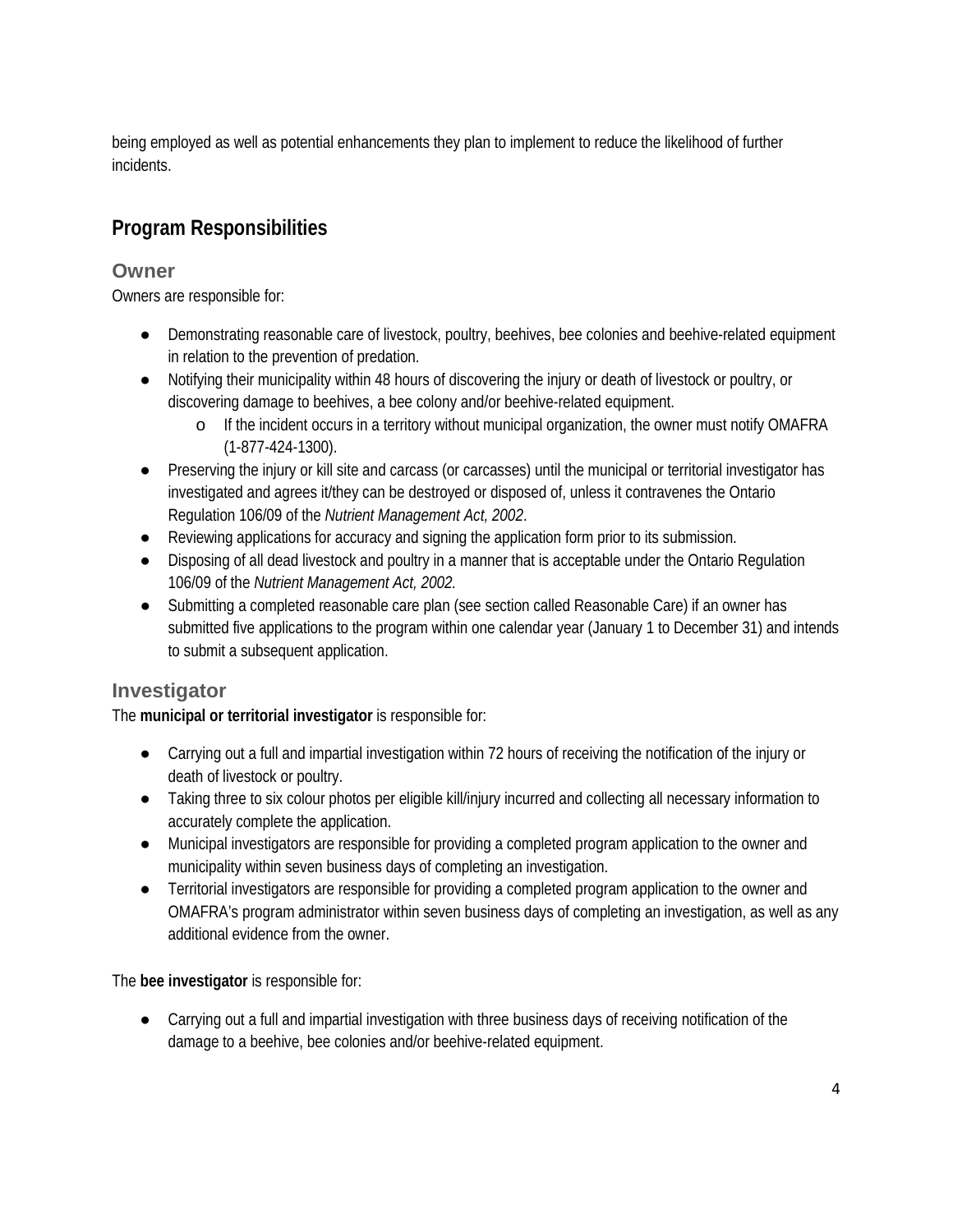being employed as well as potential enhancements they plan to implement to reduce the likelihood of further incidents.

## Program Responsibilities

### Owner

Owners are responsible for:

- Demonstrating reasonable care of livestock, poultry, beehives, bee colonies and beehive-related equipment in relation to the prevention of predation.
- Notifying their municipality within 48 hours of discovering the injury or death of livestock or poultry, or discovering damage to beehives, a bee colony and/or beehive-related equipment.
  - If the incident occurs in a territory without municipal organization, the owner must notify OMAFRA (1-877-424-1300).
- Preserving the injury or kill site and carcass (or carcasses) until the municipal or territorial investigator has investigated and agrees it/they can be destroyed or disposed of, unless it contravenes the Ontario Regulation 106/09 of the *Nutrient Management Act, 2002*.
- Reviewing applications for accuracy and signing the application form prior to its submission.
- Disposing of all dead livestock and poultry in a manner that is acceptable under the Ontario Regulation 106/09 of the *Nutrient Management Act, 2002.*
- Submitting a completed reasonable care plan (see section called Reasonable Care) if an owner has submitted five applications to the program within one calendar year (January 1 to December 31) and intends to submit a subsequent application.

### Investigator

The **municipal or territorial investigator** is responsible for:

- Carrying out a full and impartial investigation within 72 hours of receiving the notification of the injury or death of livestock or poultry.
- Taking three to six colour photos per eligible kill/injury incurred and collecting all necessary information to accurately complete the application.
- Municipal investigators are responsible for providing a completed program application to the owner and municipality within seven business days of completing an investigation.
- Territorial investigators are responsible for providing a completed program application to the owner and OMAFRA's program administrator within seven business days of completing an investigation, as well as any additional evidence from the owner.

The **bee investigator** is responsible for:

- Carrying out a full and impartial investigation with three business days of receiving notification of the damage to a beehive, bee colonies and/or beehive-related equipment.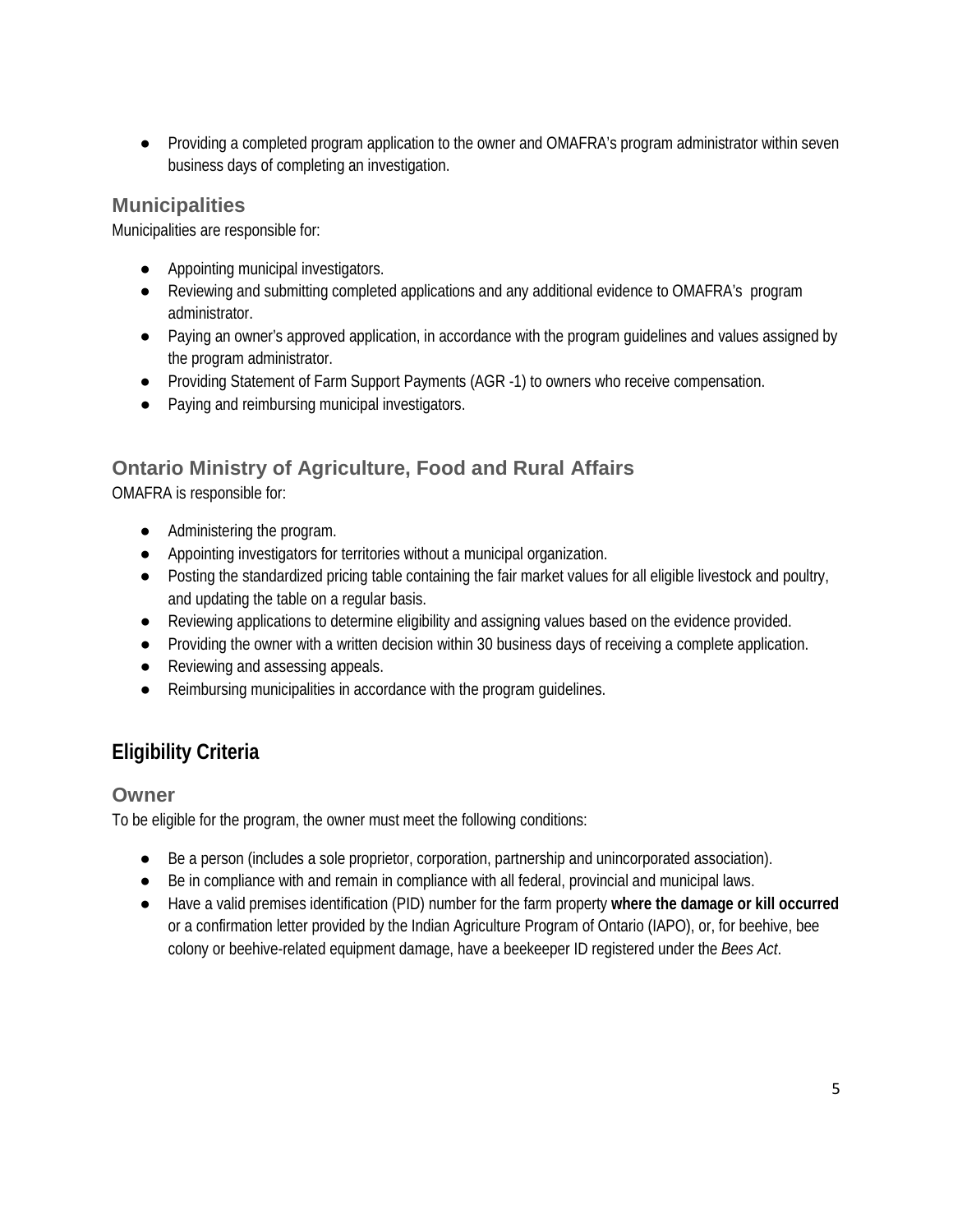- Providing a completed program application to the owner and OMAFRA's program administrator within seven business days of completing an investigation.

### Municipalities

Municipalities are responsible for:

- Appointing municipal investigators.
- Reviewing and submitting completed applications and any additional evidence to OMAFRA's program administrator.
- Paying an owner's approved application, in accordance with the program guidelines and values assigned by the program administrator.
- Providing Statement of Farm Support Payments (AGR -1) to owners who receive compensation.
- Paying and reimbursing municipal investigators.

### Ontario Ministry of Agriculture, Food and Rural Affairs

OMAFRA is responsible for:

- Administering the program.
- Appointing investigators for territories without a municipal organization.
- Posting the standardized pricing table containing the fair market values for all eligible livestock and poultry, and updating the table on a regular basis.
- Reviewing applications to determine eligibility and assigning values based on the evidence provided.
- Providing the owner with a written decision within 30 business days of receiving a complete application.
- Reviewing and assessing appeals.
- Reimbursing municipalities in accordance with the program guidelines.

## Eligibility Criteria

### Owner

To be eligible for the program, the owner must meet the following conditions:

- Be a person (includes a sole proprietor, corporation, partnership and unincorporated association).
- Be in compliance with and remain in compliance with all federal, provincial and municipal laws.
- Have a valid premises identification (PID) number for the farm property **where the damage or kill occurred** or a confirmation letter provided by the Indian Agriculture Program of Ontario (IAPO), or, for beehive, bee colony or beehive-related equipment damage, have a beekeeper ID registered under the *Bees Act*.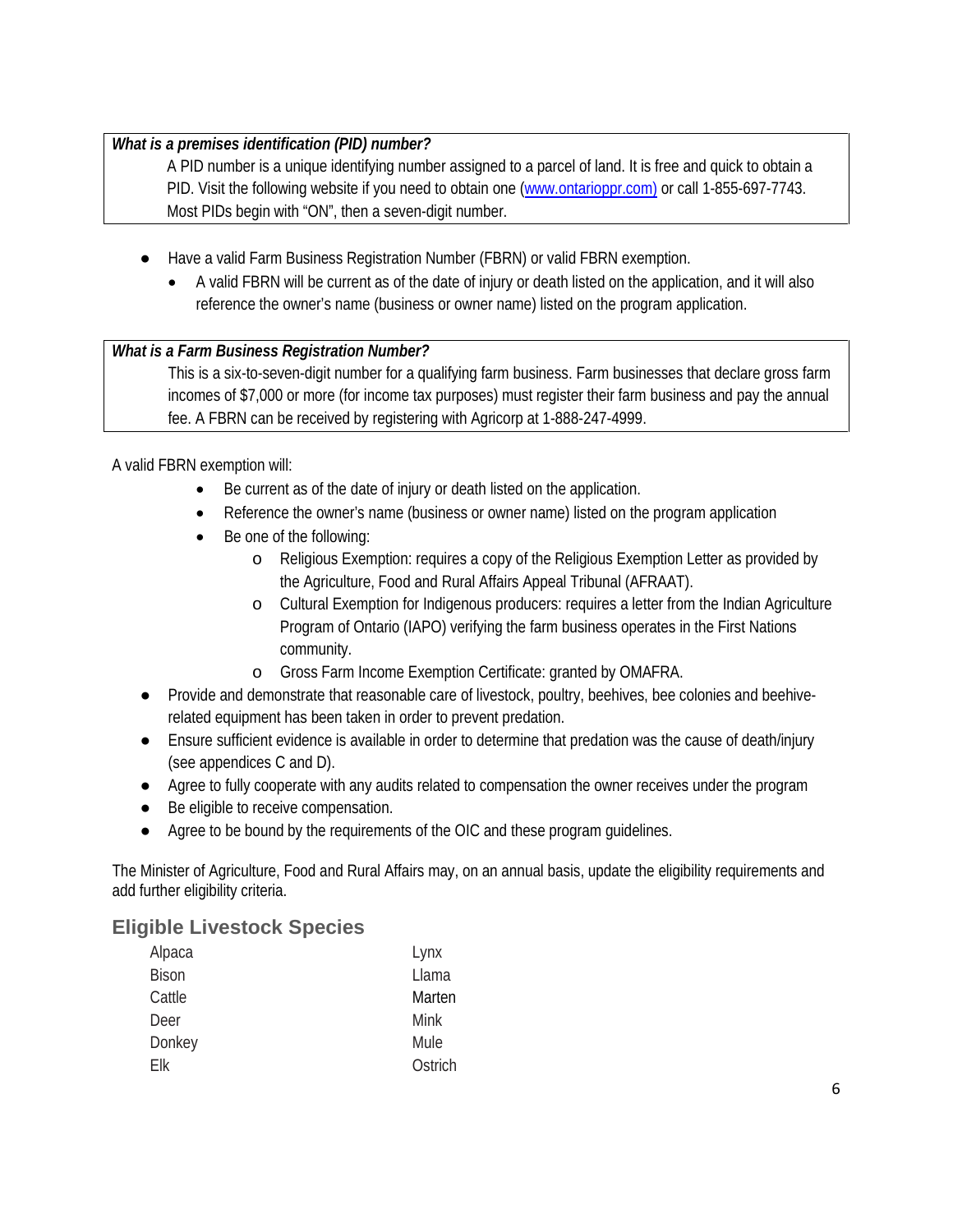**What is a premises identification (PID) number?**

A PID number is a unique identifying number assigned to a parcel of land. It is free and quick to obtain a PID. Visit the following website if you need to obtain one ([www.ontarioppr.com)](www.ontarioppr.com) or call 1-855-697-7743. Most PIDs begin with "ON", then a seven-digit number.

- Have a valid Farm Business Registration Number (FBRN) or valid FBRN exemption.
  - A valid FBRN will be current as of the date of injury or death listed on the application, and it will also reference the owner's name (business or owner name) listed on the program application.

**What is a Farm Business Registration Number?**

This is a six-to-seven-digit number for a qualifying farm business. Farm businesses that declare gross farm incomes of $7,000 or more (for income tax purposes) must register their farm business and pay the annual fee. A FBRN can be received by registering with Agricorp at 1-888-247-4999.

A valid FBRN exemption will:

- Be current as of the date of injury or death listed on the application.
- Reference the owner's name (business or owner name) listed on the program application
- Be one of the following:
  - Religious Exemption: requires a copy of the Religious Exemption Letter as provided by the Agriculture, Food and Rural Affairs Appeal Tribunal (AFRAAT).
  - Cultural Exemption for Indigenous producers: requires a letter from the Indian Agriculture Program of Ontario (IAPO) verifying the farm business operates in the First Nations community.
  - Gross Farm Income Exemption Certificate: granted by OMAFRA.

- Provide and demonstrate that reasonable care of livestock, poultry, beehives, bee colonies and beehive-related equipment has been taken in order to prevent predation.
- Ensure sufficient evidence is available in order to determine that predation was the cause of death/injury (see appendices C and D).
- Agree to fully cooperate with any audits related to compensation the owner receives under the program
- Be eligible to receive compensation.
- Agree to be bound by the requirements of the OIC and these program guidelines.

The Minister of Agriculture, Food and Rural Affairs may, on an annual basis, update the eligibility requirements and add further eligibility criteria.

## Eligible Livestock Species

| | |
|---|---|
| Alpaca | Lynx |
| Bison | Llama |
| Cattle | Marten |
| Deer | Mink |
| Donkey | Mule |
| Elk | Ostrich |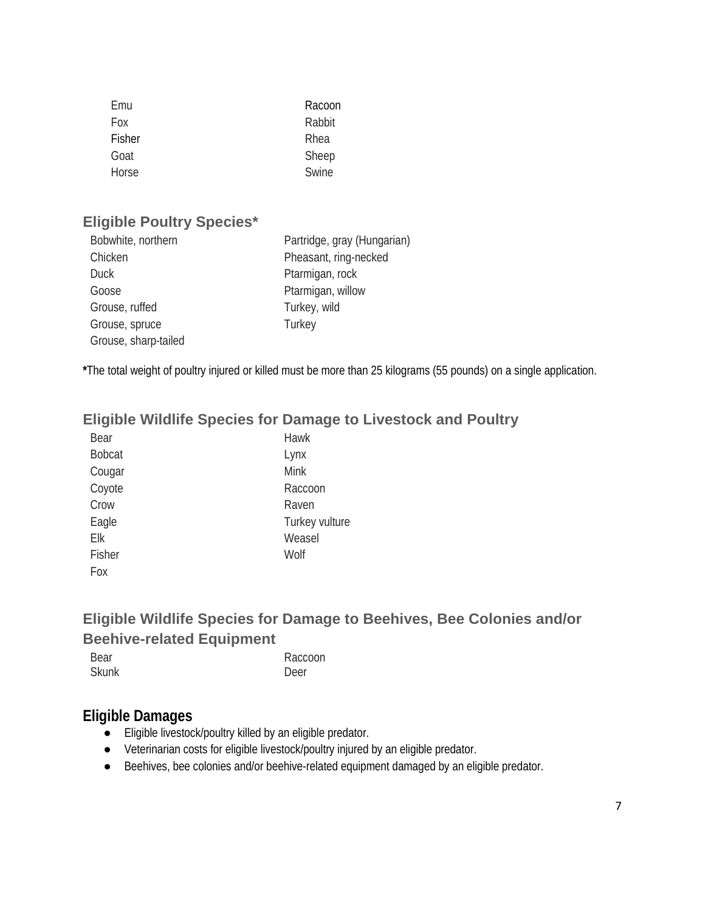Emu
Fox
Fisher
Goat
Horse
Racoon
Rabbit
Rhea
Sheep
Swine

### Eligible Poultry Species*

Bobwhite, northern
Chicken
Duck
Goose
Grouse, ruffed
Grouse, spruce
Grouse, sharp-tailed
Partridge, gray (Hungarian)
Pheasant, ring-necked
Ptarmigan, rock
Ptarmigan, willow
Turkey, wild
Turkey

**\***The total weight of poultry injured or killed must be more than 25 kilograms (55 pounds) on a single application.

### Eligible Wildlife Species for Damage to Livestock and Poultry

Bear
Bobcat
Cougar
Coyote
Crow
Eagle
Elk
Fisher
Fox
Hawk
Lynx
Mink
Raccoon
Raven
Turkey vulture
Weasel
Wolf

### Eligible Wildlife Species for Damage to Beehives, Bee Colonies and/or Beehive-related Equipment

Bear
Skunk
Raccoon
Deer

### Eligible Damages

- Eligible livestock/poultry killed by an eligible predator.
- Veterinarian costs for eligible livestock/poultry injured by an eligible predator.
- Beehives, bee colonies and/or beehive-related equipment damaged by an eligible predator.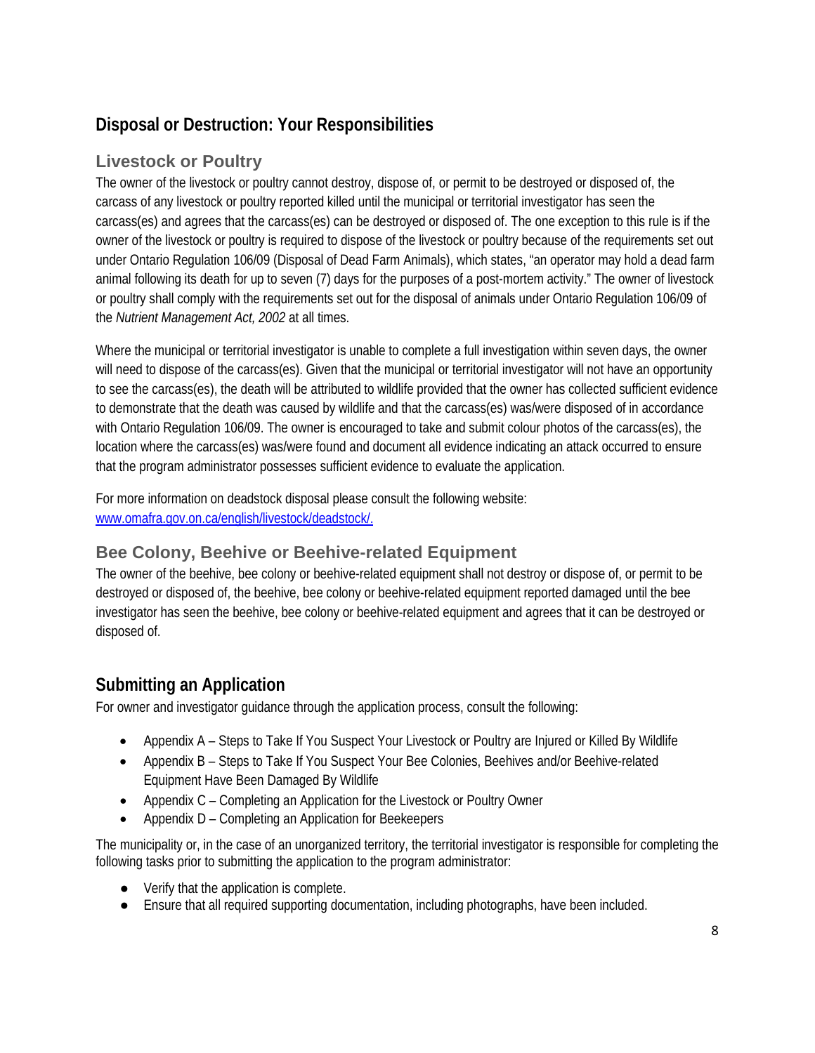## Disposal or Destruction: Your Responsibilities

### Livestock or Poultry

The owner of the livestock or poultry cannot destroy, dispose of, or permit to be destroyed or disposed of, the carcass of any livestock or poultry reported killed until the municipal or territorial investigator has seen the carcass(es) and agrees that the carcass(es) can be destroyed or disposed of. The one exception to this rule is if the owner of the livestock or poultry is required to dispose of the livestock or poultry because of the requirements set out under Ontario Regulation 106/09 (Disposal of Dead Farm Animals), which states, "an operator may hold a dead farm animal following its death for up to seven (7) days for the purposes of a post-mortem activity." The owner of livestock or poultry shall comply with the requirements set out for the disposal of animals under Ontario Regulation 106/09 of the *Nutrient Management Act, 2002* at all times.

Where the municipal or territorial investigator is unable to complete a full investigation within seven days, the owner will need to dispose of the carcass(es). Given that the municipal or territorial investigator will not have an opportunity to see the carcass(es), the death will be attributed to wildlife provided that the owner has collected sufficient evidence to demonstrate that the death was caused by wildlife and that the carcass(es) was/were disposed of in accordance with Ontario Regulation 106/09. The owner is encouraged to take and submit colour photos of the carcass(es), the location where the carcass(es) was/were found and document all evidence indicating an attack occurred to ensure that the program administrator possesses sufficient evidence to evaluate the application.

For more information on deadstock disposal please consult the following website: [www.omafra.gov.on.ca/english/livestock/deadstock/.](http://www.omafra.gov.on.ca/english/livestock/deadstock/)

### Bee Colony, Beehive or Beehive-related Equipment

The owner of the beehive, bee colony or beehive-related equipment shall not destroy or dispose of, or permit to be destroyed or disposed of, the beehive, bee colony or beehive-related equipment reported damaged until the bee investigator has seen the beehive, bee colony or beehive-related equipment and agrees that it can be destroyed or disposed of.

## Submitting an Application

For owner and investigator guidance through the application process, consult the following:

- Appendix A – Steps to Take If You Suspect Your Livestock or Poultry are Injured or Killed By Wildlife
- Appendix B – Steps to Take If You Suspect Your Bee Colonies, Beehives and/or Beehive-related Equipment Have Been Damaged By Wildlife
- Appendix C – Completing an Application for the Livestock or Poultry Owner
- Appendix D – Completing an Application for Beekeepers

The municipality or, in the case of an unorganized territory, the territorial investigator is responsible for completing the following tasks prior to submitting the application to the program administrator:

- Verify that the application is complete.
- Ensure that all required supporting documentation, including photographs, have been included.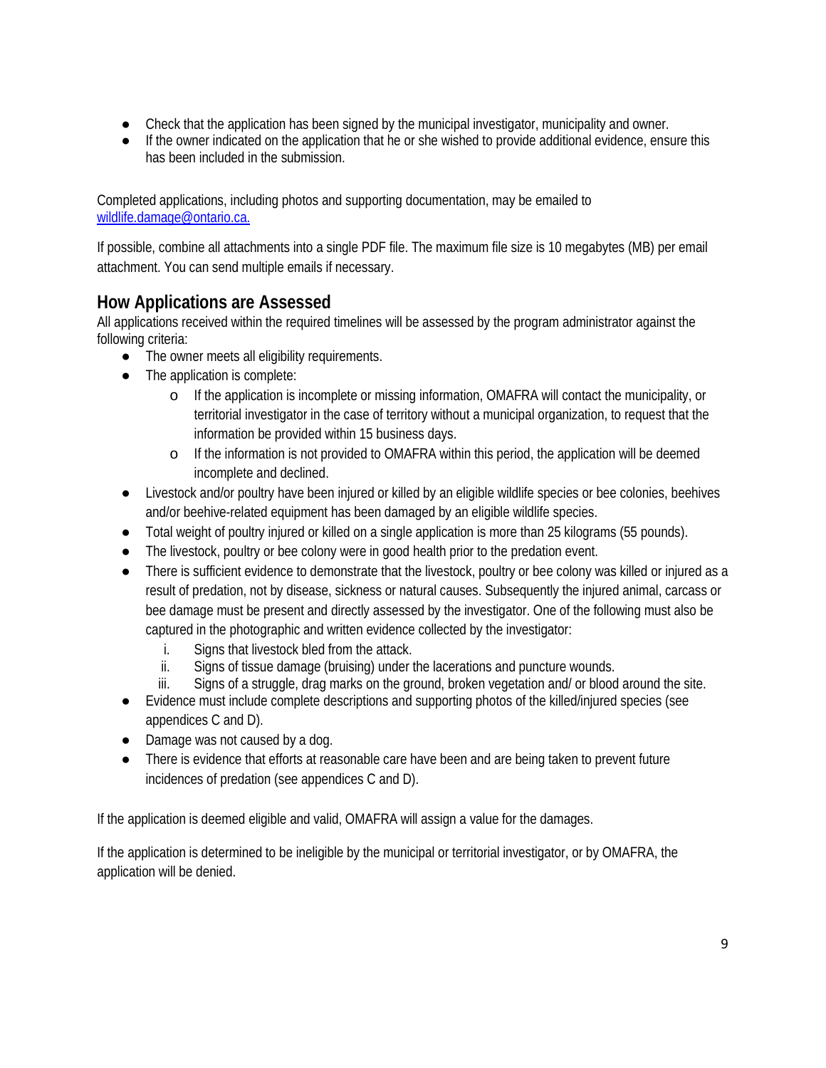- Check that the application has been signed by the municipal investigator, municipality and owner.
- If the owner indicated on the application that he or she wished to provide additional evidence, ensure this has been included in the submission.

Completed applications, including photos and supporting documentation, may be emailed to [wildlife.damage@ontario.ca.](mailto:wildlife.damage@ontario.ca)

If possible, combine all attachments into a single PDF file. The maximum file size is 10 megabytes (MB) per email attachment. You can send multiple emails if necessary.

## How Applications are Assessed

All applications received within the required timelines will be assessed by the program administrator against the following criteria:

- The owner meets all eligibility requirements.
- The application is complete:
  - If the application is incomplete or missing information, OMAFRA will contact the municipality, or territorial investigator in the case of territory without a municipal organization, to request that the information be provided within 15 business days.
  - If the information is not provided to OMAFRA within this period, the application will be deemed incomplete and declined.
- Livestock and/or poultry have been injured or killed by an eligible wildlife species or bee colonies, beehives and/or beehive-related equipment has been damaged by an eligible wildlife species.
- Total weight of poultry injured or killed on a single application is more than 25 kilograms (55 pounds).
- The livestock, poultry or bee colony were in good health prior to the predation event.
- There is sufficient evidence to demonstrate that the livestock, poultry or bee colony was killed or injured as a result of predation, not by disease, sickness or natural causes. Subsequently the injured animal, carcass or bee damage must be present and directly assessed by the investigator. One of the following must also be captured in the photographic and written evidence collected by the investigator:
  1. Signs that livestock bled from the attack.
  2. Signs of tissue damage (bruising) under the lacerations and puncture wounds.
  3. Signs of a struggle, drag marks on the ground, broken vegetation and/ or blood around the site.
- Evidence must include complete descriptions and supporting photos of the killed/injured species (see appendices C and D).
- Damage was not caused by a dog.
- There is evidence that efforts at reasonable care have been and are being taken to prevent future incidences of predation (see appendices C and D).

If the application is deemed eligible and valid, OMAFRA will assign a value for the damages.

If the application is determined to be ineligible by the municipal or territorial investigator, or by OMAFRA, the application will be denied.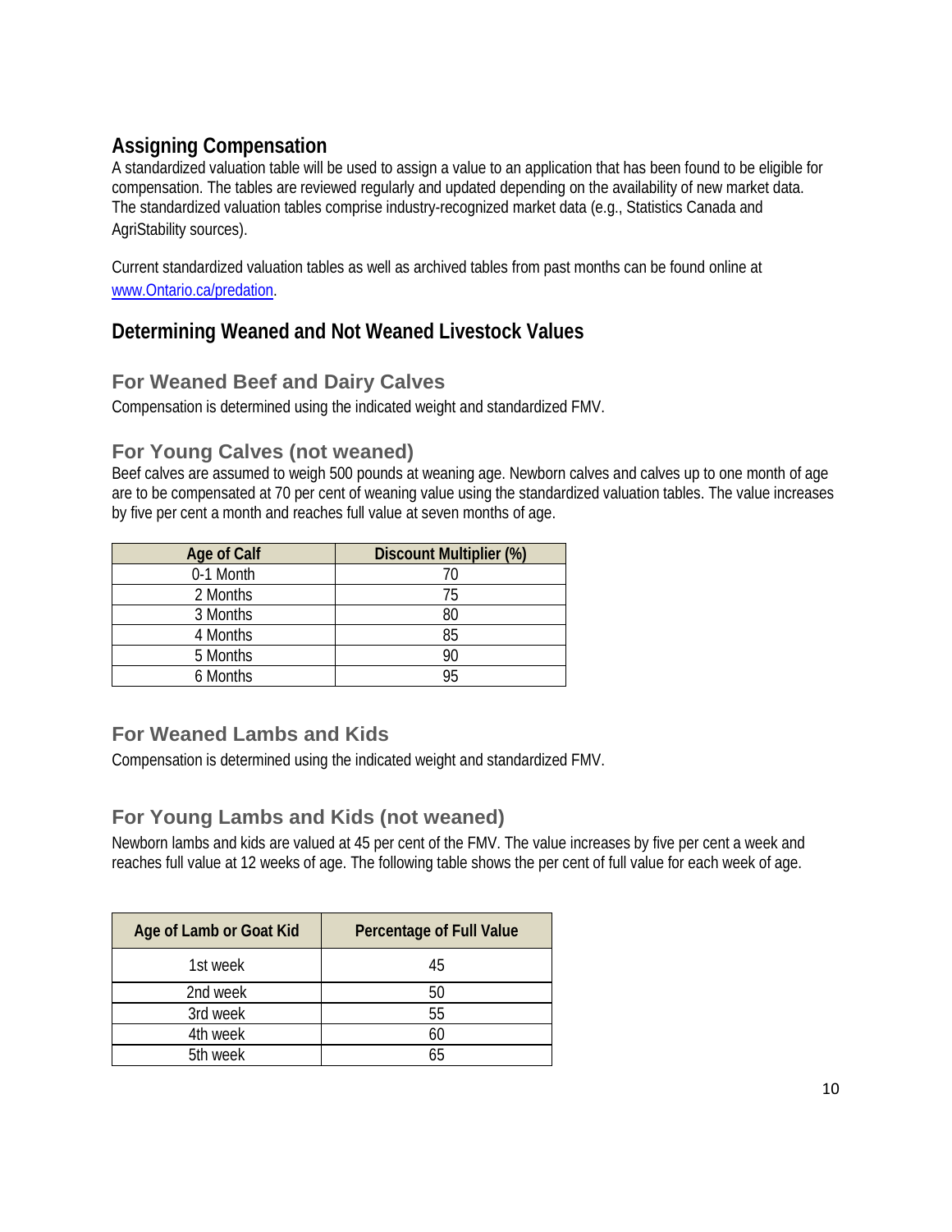## Assigning Compensation

A standardized valuation table will be used to assign a value to an application that has been found to be eligible for compensation. The tables are reviewed regularly and updated depending on the availability of new market data. The standardized valuation tables comprise industry-recognized market data (e.g., Statistics Canada and AgriStability sources).

Current standardized valuation tables as well as archived tables from past months can be found online at [www.Ontario.ca/predation](http://www.Ontario.ca/predation).

## Determining Weaned and Not Weaned Livestock Values

### For Weaned Beef and Dairy Calves

Compensation is determined using the indicated weight and standardized FMV.

### For Young Calves (not weaned)

Beef calves are assumed to weigh 500 pounds at weaning age. Newborn calves and calves up to one month of age are to be compensated at 70 per cent of weaning value using the standardized valuation tables. The value increases by five per cent a month and reaches full value at seven months of age.

| Age of Calf | Discount Multiplier (%) |
|---|---|
| 0-1 Month | 70 |
| 2 Months | 75 |
| 3 Months | 80 |
| 4 Months | 85 |
| 5 Months | 90 |
| 6 Months | 95 |

### For Weaned Lambs and Kids

Compensation is determined using the indicated weight and standardized FMV.

### For Young Lambs and Kids (not weaned)

Newborn lambs and kids are valued at 45 per cent of the FMV. The value increases by five per cent a week and reaches full value at 12 weeks of age. The following table shows the per cent of full value for each week of age.

| Age of Lamb or Goat Kid | Percentage of Full Value |
|---|---|
| 1st week | 45 |
| 2nd week | 50 |
| 3rd week | 55 |
| 4th week | 60 |
| 5th week | 65 |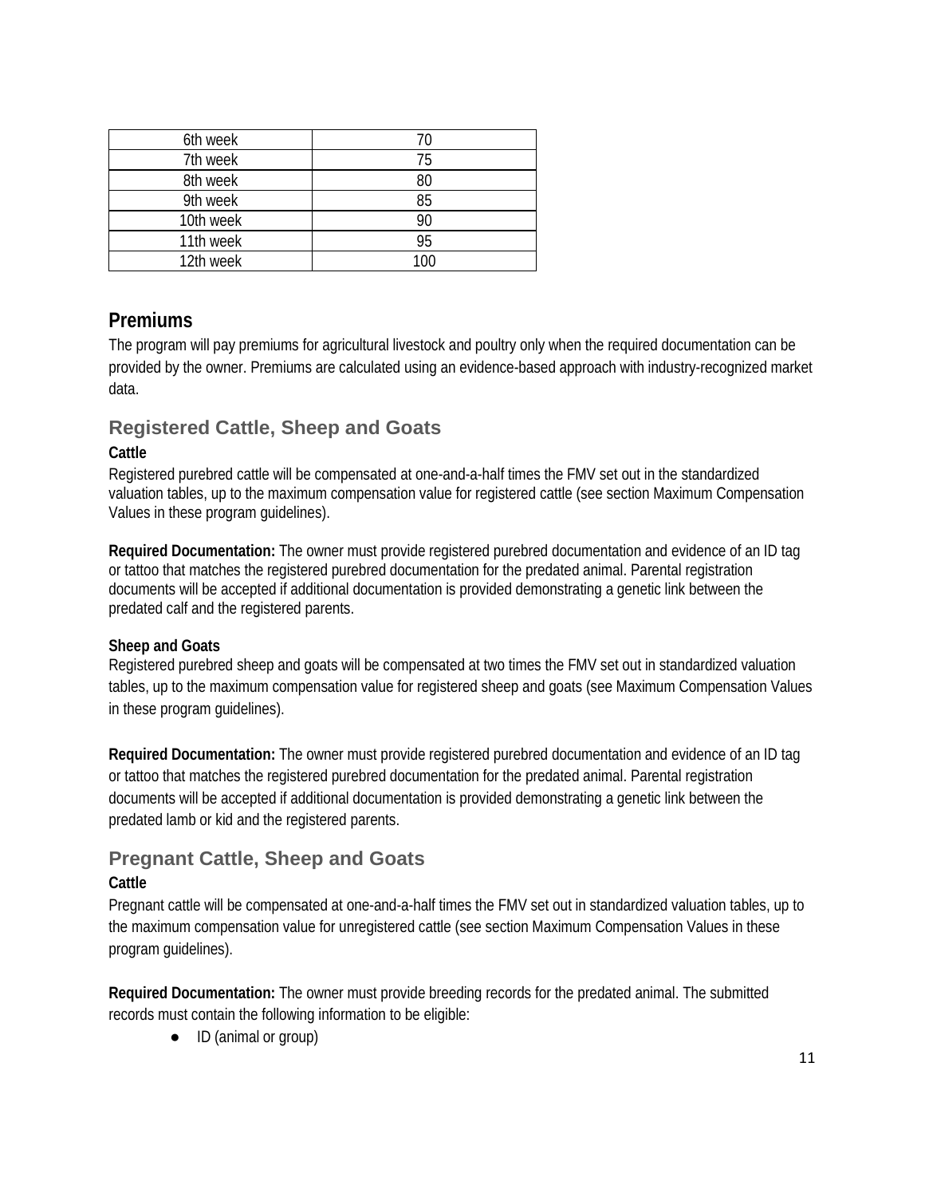| 6th week | 70 |
|---|---|
| 7th week | 75 |
| 8th week | 80 |
| 9th week | 85 |
| 10th week | 90 |
| 11th week | 95 |
| 12th week | 100 |

## Premiums

The program will pay premiums for agricultural livestock and poultry only when the required documentation can be provided by the owner. Premiums are calculated using an evidence-based approach with industry-recognized market data.

### Registered Cattle, Sheep and Goats

**Cattle**

Registered purebred cattle will be compensated at one-and-a-half times the FMV set out in the standardized valuation tables, up to the maximum compensation value for registered cattle (see section Maximum Compensation Values in these program guidelines).

**Required Documentation:** The owner must provide registered purebred documentation and evidence of an ID tag or tattoo that matches the registered purebred documentation for the predated animal. Parental registration documents will be accepted if additional documentation is provided demonstrating a genetic link between the predated calf and the registered parents.

**Sheep and Goats**

Registered purebred sheep and goats will be compensated at two times the FMV set out in standardized valuation tables, up to the maximum compensation value for registered sheep and goats (see Maximum Compensation Values in these program guidelines).

**Required Documentation:** The owner must provide registered purebred documentation and evidence of an ID tag or tattoo that matches the registered purebred documentation for the predated animal. Parental registration documents will be accepted if additional documentation is provided demonstrating a genetic link between the predated lamb or kid and the registered parents.

### Pregnant Cattle, Sheep and Goats

**Cattle**

Pregnant cattle will be compensated at one-and-a-half times the FMV set out in standardized valuation tables, up to the maximum compensation value for unregistered cattle (see section Maximum Compensation Values in these program guidelines).

**Required Documentation:** The owner must provide breeding records for the predated animal. The submitted records must contain the following information to be eligible:

- ID (animal or group)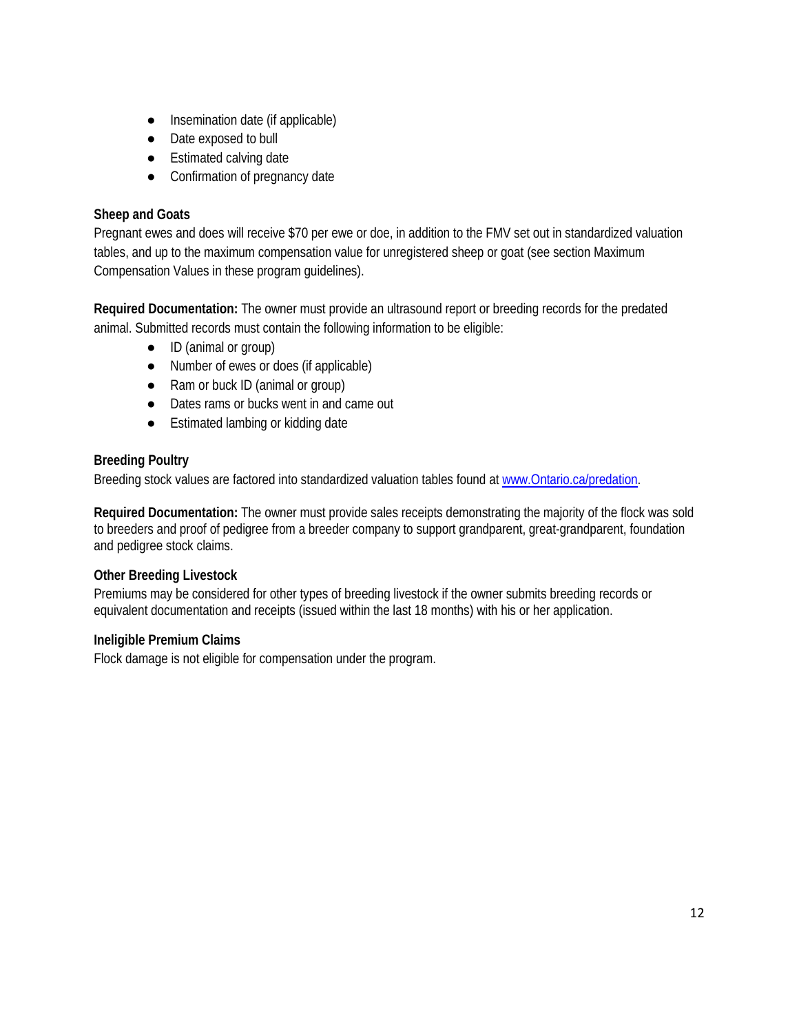- Insemination date (if applicable)
- Date exposed to bull
- Estimated calving date
- Confirmation of pregnancy date

**Sheep and Goats**

Pregnant ewes and does will receive $70 per ewe or doe, in addition to the FMV set out in standardized valuation tables, and up to the maximum compensation value for unregistered sheep or goat (see section Maximum Compensation Values in these program guidelines).

**Required Documentation:** The owner must provide an ultrasound report or breeding records for the predated animal. Submitted records must contain the following information to be eligible:

- ID (animal or group)
- Number of ewes or does (if applicable)
- Ram or buck ID (animal or group)
- Dates rams or bucks went in and came out
- Estimated lambing or kidding date

**Breeding Poultry**

Breeding stock values are factored into standardized valuation tables found at [www.Ontario.ca/predation](www.Ontario.ca/predation).

**Required Documentation:** The owner must provide sales receipts demonstrating the majority of the flock was sold to breeders and proof of pedigree from a breeder company to support grandparent, great-grandparent, foundation and pedigree stock claims.

**Other Breeding Livestock**

Premiums may be considered for other types of breeding livestock if the owner submits breeding records or equivalent documentation and receipts (issued within the last 18 months) with his or her application.

**Ineligible Premium Claims**

Flock damage is not eligible for compensation under the program.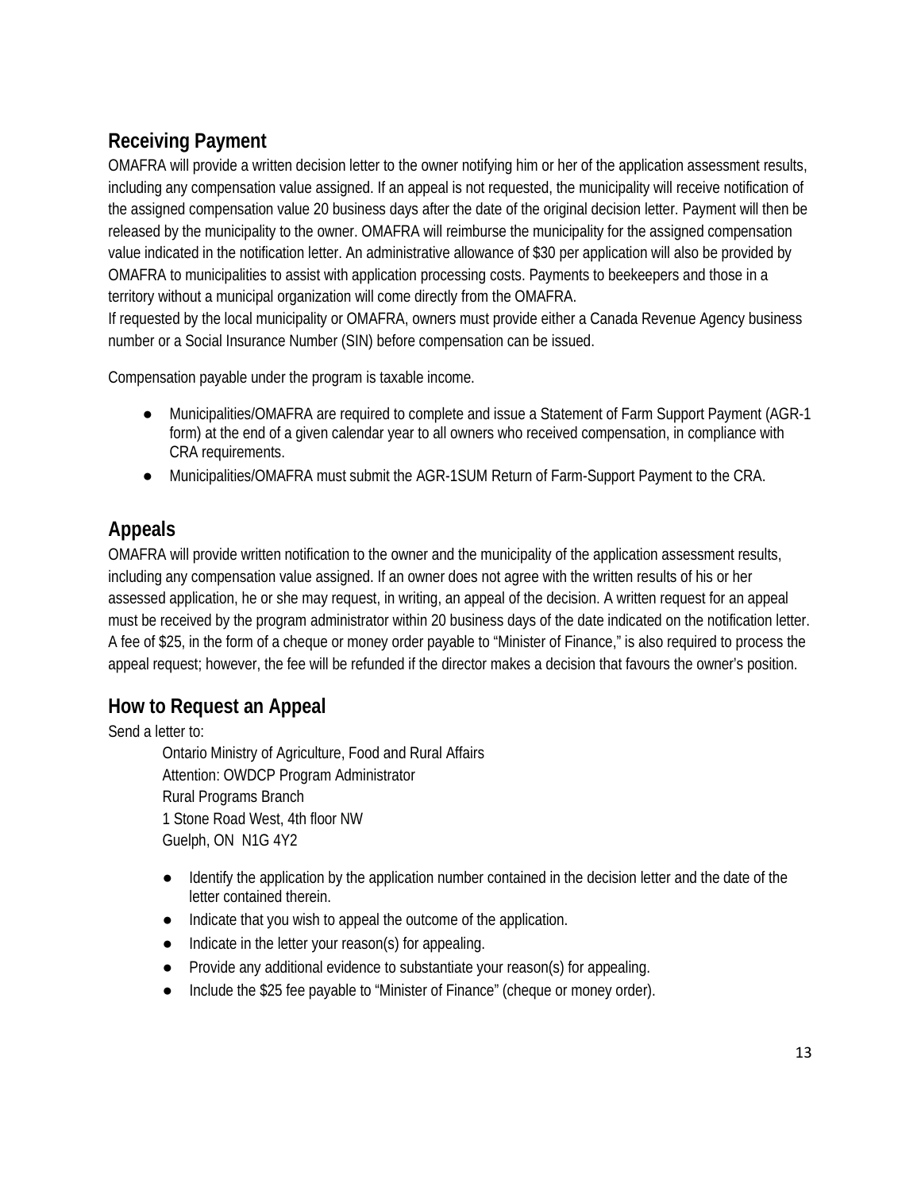## Receiving Payment

OMAFRA will provide a written decision letter to the owner notifying him or her of the application assessment results, including any compensation value assigned. If an appeal is not requested, the municipality will receive notification of the assigned compensation value 20 business days after the date of the original decision letter. Payment will then be released by the municipality to the owner. OMAFRA will reimburse the municipality for the assigned compensation value indicated in the notification letter. An administrative allowance of $30 per application will also be provided by OMAFRA to municipalities to assist with application processing costs. Payments to beekeepers and those in a territory without a municipal organization will come directly from the OMAFRA.

If requested by the local municipality or OMAFRA, owners must provide either a Canada Revenue Agency business number or a Social Insurance Number (SIN) before compensation can be issued.

Compensation payable under the program is taxable income.

- Municipalities/OMAFRA are required to complete and issue a Statement of Farm Support Payment (AGR-1 form) at the end of a given calendar year to all owners who received compensation, in compliance with CRA requirements.
- Municipalities/OMAFRA must submit the AGR-1SUM Return of Farm-Support Payment to the CRA.

## Appeals

OMAFRA will provide written notification to the owner and the municipality of the application assessment results, including any compensation value assigned. If an owner does not agree with the written results of his or her assessed application, he or she may request, in writing, an appeal of the decision. A written request for an appeal must be received by the program administrator within 20 business days of the date indicated on the notification letter. A fee of $25, in the form of a cheque or money order payable to "Minister of Finance," is also required to process the appeal request; however, the fee will be refunded if the director makes a decision that favours the owner's position.

## How to Request an Appeal

Send a letter to:

> Ontario Ministry of Agriculture, Food and Rural Affairs
> Attention: OWDCP Program Administrator
> Rural Programs Branch
> 1 Stone Road West, 4th floor NW
> Guelph, ON N1G 4Y2

- Identify the application by the application number contained in the decision letter and the date of the letter contained therein.
- Indicate that you wish to appeal the outcome of the application.
- Indicate in the letter your reason(s) for appealing.
- Provide any additional evidence to substantiate your reason(s) for appealing.
- Include the $25 fee payable to "Minister of Finance" (cheque or money order).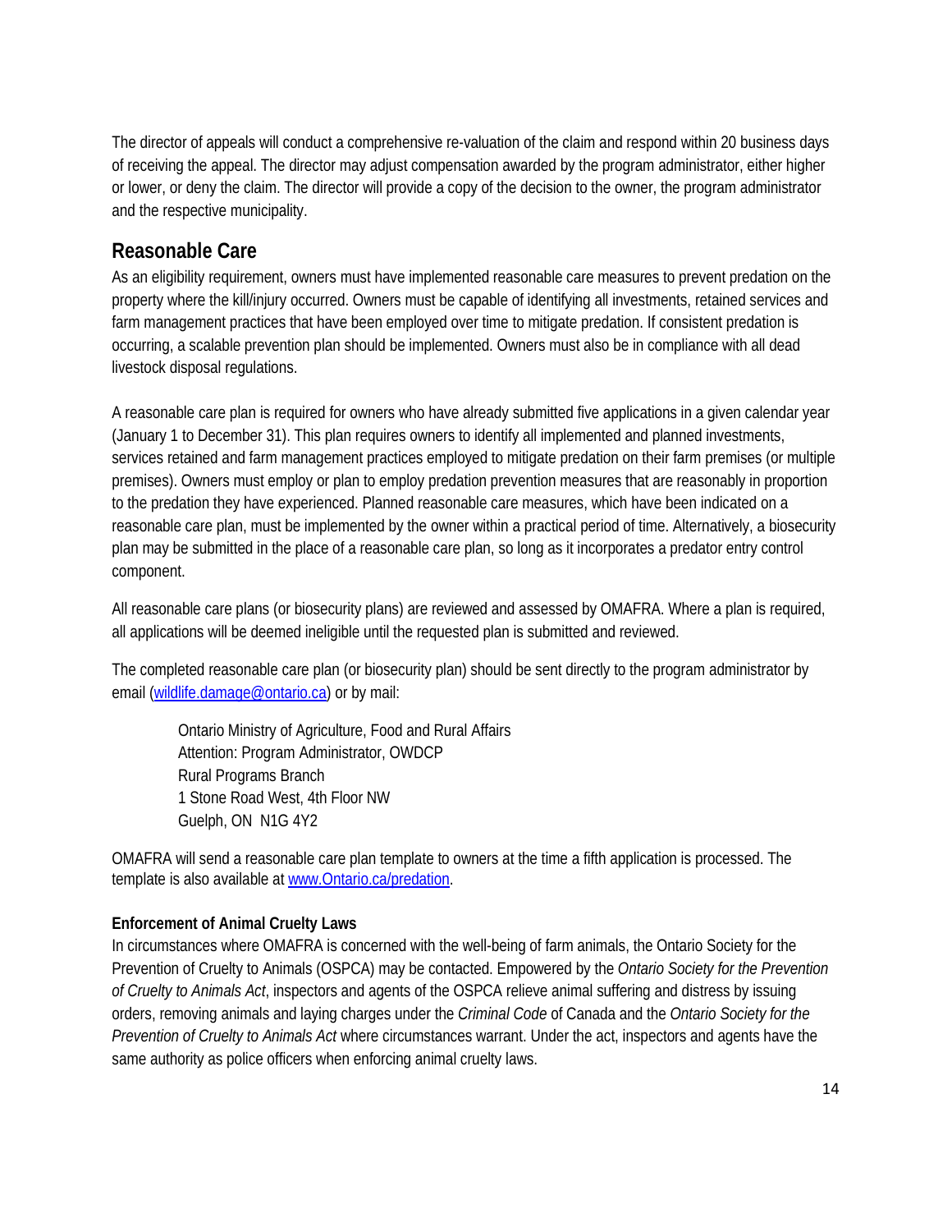The director of appeals will conduct a comprehensive re-valuation of the claim and respond within 20 business days of receiving the appeal. The director may adjust compensation awarded by the program administrator, either higher or lower, or deny the claim. The director will provide a copy of the decision to the owner, the program administrator and the respective municipality.

## Reasonable Care

As an eligibility requirement, owners must have implemented reasonable care measures to prevent predation on the property where the kill/injury occurred. Owners must be capable of identifying all investments, retained services and farm management practices that have been employed over time to mitigate predation. If consistent predation is occurring, a scalable prevention plan should be implemented. Owners must also be in compliance with all dead livestock disposal regulations.

A reasonable care plan is required for owners who have already submitted five applications in a given calendar year (January 1 to December 31). This plan requires owners to identify all implemented and planned investments, services retained and farm management practices employed to mitigate predation on their farm premises (or multiple premises). Owners must employ or plan to employ predation prevention measures that are reasonably in proportion to the predation they have experienced. Planned reasonable care measures, which have been indicated on a reasonable care plan, must be implemented by the owner within a practical period of time. Alternatively, a biosecurity plan may be submitted in the place of a reasonable care plan, so long as it incorporates a predator entry control component.

All reasonable care plans (or biosecurity plans) are reviewed and assessed by OMAFRA. Where a plan is required, all applications will be deemed ineligible until the requested plan is submitted and reviewed.

The completed reasonable care plan (or biosecurity plan) should be sent directly to the program administrator by email ([wildlife.damage@ontario.ca](mailto:wildlife.damage@ontario.ca)) or by mail:

> Ontario Ministry of Agriculture, Food and Rural Affairs
> Attention: Program Administrator, OWDCP
> Rural Programs Branch
> 1 Stone Road West, 4th Floor NW
> Guelph, ON N1G 4Y2

OMAFRA will send a reasonable care plan template to owners at the time a fifth application is processed. The template is also available at [www.Ontario.ca/predation](http://www.Ontario.ca/predation).

**Enforcement of Animal Cruelty Laws**

In circumstances where OMAFRA is concerned with the well-being of farm animals, the Ontario Society for the Prevention of Cruelty to Animals (OSPCA) may be contacted. Empowered by the *Ontario Society for the Prevention of Cruelty to Animals Act*, inspectors and agents of the OSPCA relieve animal suffering and distress by issuing orders, removing animals and laying charges under the *Criminal Code* of Canada and the *Ontario Society for the Prevention of Cruelty to Animals Act* where circumstances warrant. Under the act, inspectors and agents have the same authority as police officers when enforcing animal cruelty laws.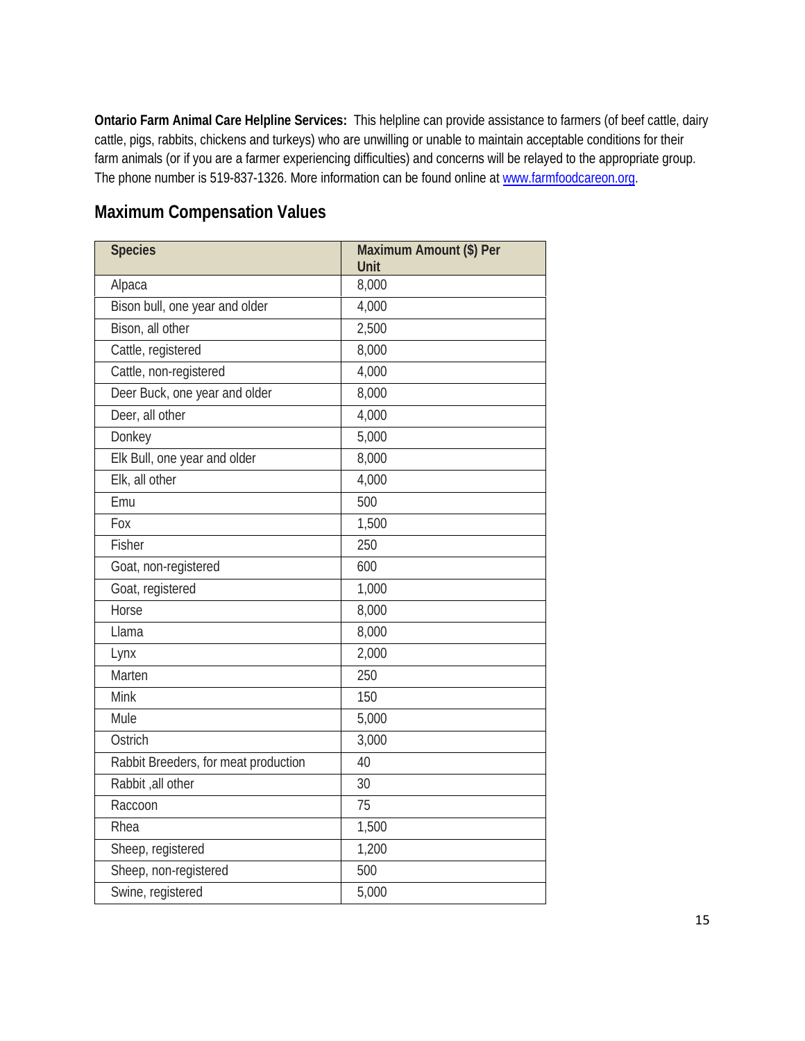**Ontario Farm Animal Care Helpline Services:** This helpline can provide assistance to farmers (of beef cattle, dairy cattle, pigs, rabbits, chickens and turkeys) who are unwilling or unable to maintain acceptable conditions for their farm animals (or if you are a farmer experiencing difficulties) and concerns will be relayed to the appropriate group. The phone number is 519-837-1326. More information can be found online at [www.farmfoodcareon.org](http://www.farmfoodcareon.org).

## Maximum Compensation Values

| Species | Maximum Amount ($) Per Unit |
|---|---|
| Alpaca | 8,000 |
| Bison bull, one year and older | 4,000 |
| Bison, all other | 2,500 |
| Cattle, registered | 8,000 |
| Cattle, non-registered | 4,000 |
| Deer Buck, one year and older | 8,000 |
| Deer, all other | 4,000 |
| Donkey | 5,000 |
| Elk Bull, one year and older | 8,000 |
| Elk, all other | 4,000 |
| Emu | 500 |
| Fox | 1,500 |
| Fisher | 250 |
| Goat, non-registered | 600 |
| Goat, registered | 1,000 |
| Horse | 8,000 |
| Llama | 8,000 |
| Lynx | 2,000 |
| Marten | 250 |
| Mink | 150 |
| Mule | 5,000 |
| Ostrich | 3,000 |
| Rabbit Breeders, for meat production | 40 |
| Rabbit ,all other | 30 |
| Raccoon | 75 |
| Rhea | 1,500 |
| Sheep, registered | 1,200 |
| Sheep, non-registered | 500 |
| Swine, registered | 5,000 |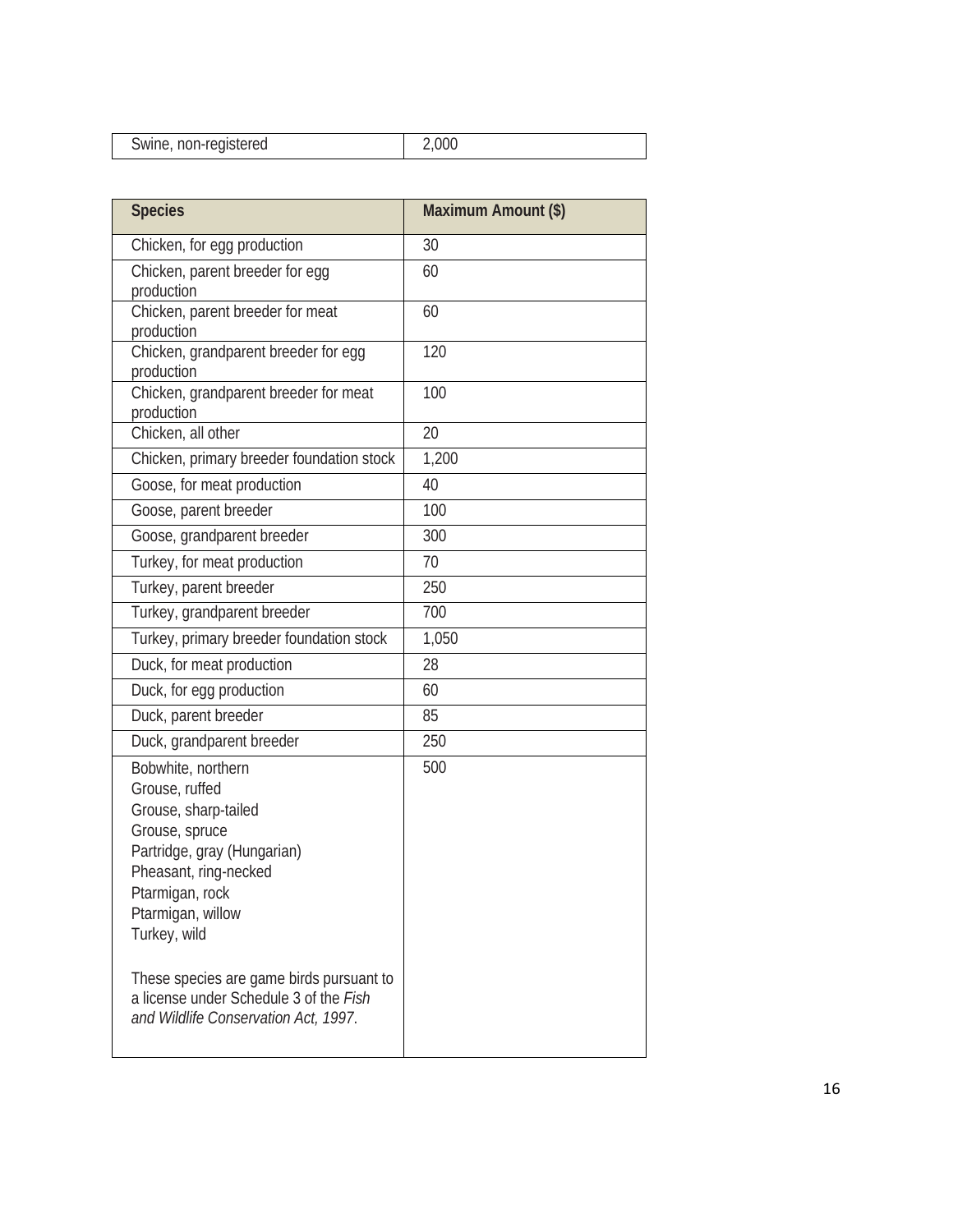| Swine, non-registered | 2,000 |
| --- | --- |

| Species | Maximum Amount ($) |
| --- | --- |
| Chicken, for egg production | 30 |
| Chicken, parent breeder for egg production | 60 |
| Chicken, parent breeder for meat production | 60 |
| Chicken, grandparent breeder for egg production | 120 |
| Chicken, grandparent breeder for meat production | 100 |
| Chicken, all other | 20 |
| Chicken, primary breeder foundation stock | 1,200 |
| Goose, for meat production | 40 |
| Goose, parent breeder | 100 |
| Goose, grandparent breeder | 300 |
| Turkey, for meat production | 70 |
| Turkey, parent breeder | 250 |
| Turkey, grandparent breeder | 700 |
| Turkey, primary breeder foundation stock | 1,050 |
| Duck, for meat production | 28 |
| Duck, for egg production | 60 |
| Duck, parent breeder | 85 |
| Duck, grandparent breeder | 250 |
| Bobwhite, northern<br>Grouse, ruffed<br>Grouse, sharp-tailed<br>Grouse, spruce<br>Partridge, gray (Hungarian)<br>Pheasant, ring-necked<br>Ptarmigan, rock<br>Ptarmigan, willow<br>Turkey, wild<br><br>These species are game birds pursuant to a license under Schedule 3 of the *Fish and Wildlife Conservation Act, 1997*. | 500 |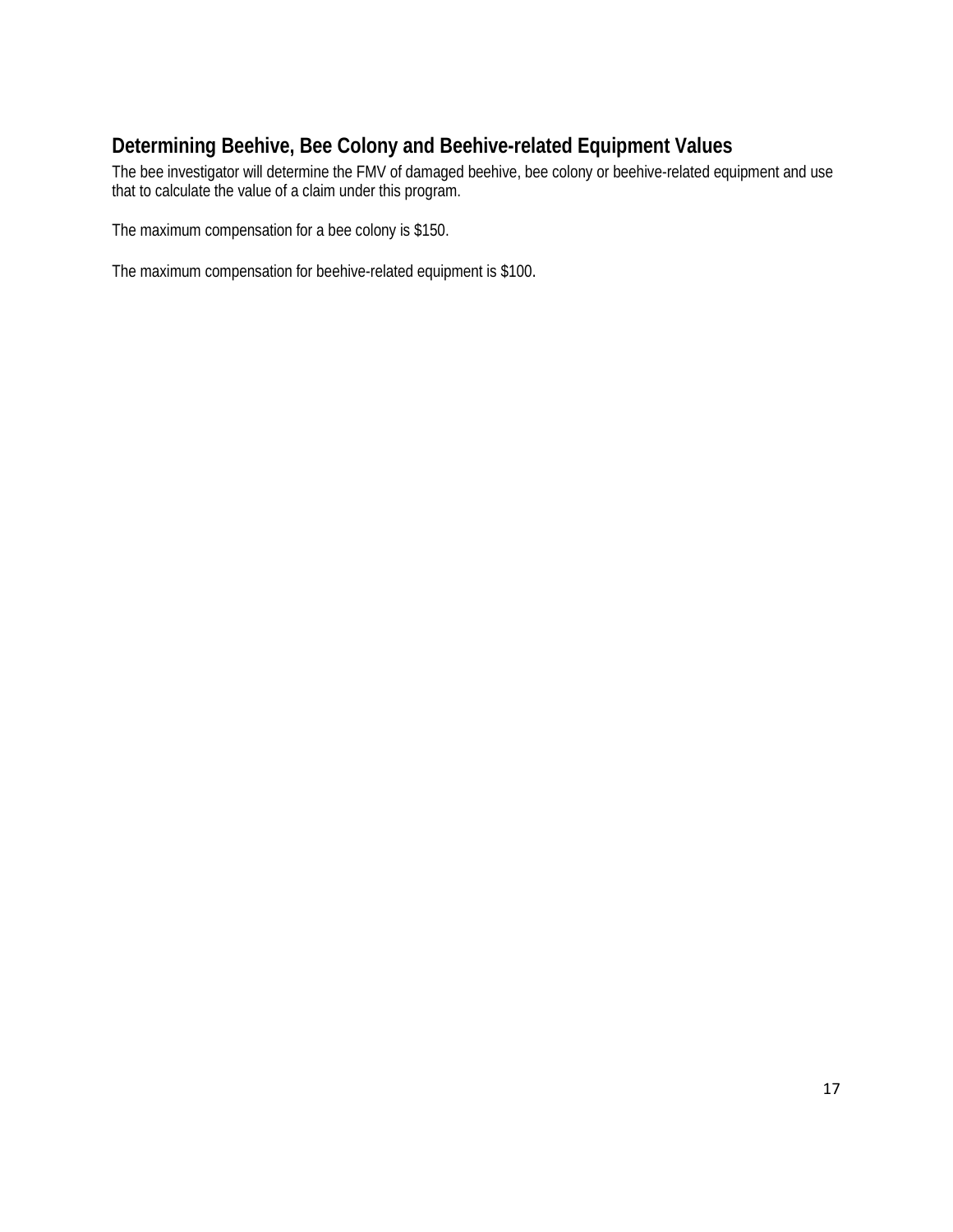## Determining Beehive, Bee Colony and Beehive-related Equipment Values

The bee investigator will determine the FMV of damaged beehive, bee colony or beehive-related equipment and use that to calculate the value of a claim under this program.

The maximum compensation for a bee colony is $150.

The maximum compensation for beehive-related equipment is $100.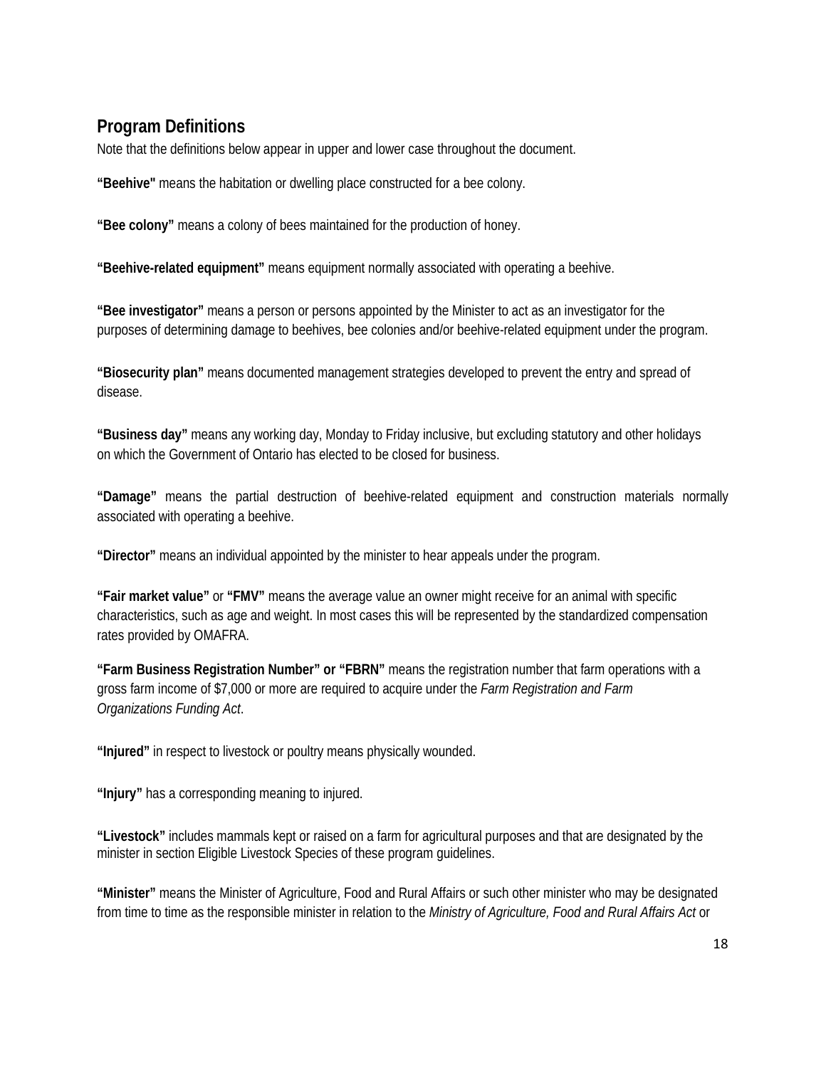## Program Definitions

Note that the definitions below appear in upper and lower case throughout the document.

**"Beehive"** means the habitation or dwelling place constructed for a bee colony.

**"Bee colony"** means a colony of bees maintained for the production of honey.

**"Beehive-related equipment"** means equipment normally associated with operating a beehive.

**"Bee investigator"** means a person or persons appointed by the Minister to act as an investigator for the purposes of determining damage to beehives, bee colonies and/or beehive-related equipment under the program.

**"Biosecurity plan"** means documented management strategies developed to prevent the entry and spread of disease.

**"Business day"** means any working day, Monday to Friday inclusive, but excluding statutory and other holidays on which the Government of Ontario has elected to be closed for business.

**"Damage"** means the partial destruction of beehive-related equipment and construction materials normally associated with operating a beehive.

**"Director"** means an individual appointed by the minister to hear appeals under the program.

**"Fair market value"** or **"FMV"** means the average value an owner might receive for an animal with specific characteristics, such as age and weight. In most cases this will be represented by the standardized compensation rates provided by OMAFRA.

**"Farm Business Registration Number" or "FBRN"** means the registration number that farm operations with a gross farm income of $7,000 or more are required to acquire under the *Farm Registration and Farm Organizations Funding Act*.

**"Injured"** in respect to livestock or poultry means physically wounded.

**"Injury"** has a corresponding meaning to injured.

**"Livestock"** includes mammals kept or raised on a farm for agricultural purposes and that are designated by the minister in section Eligible Livestock Species of these program guidelines.

**"Minister"** means the Minister of Agriculture, Food and Rural Affairs or such other minister who may be designated from time to time as the responsible minister in relation to the *Ministry of Agriculture, Food and Rural Affairs Act* or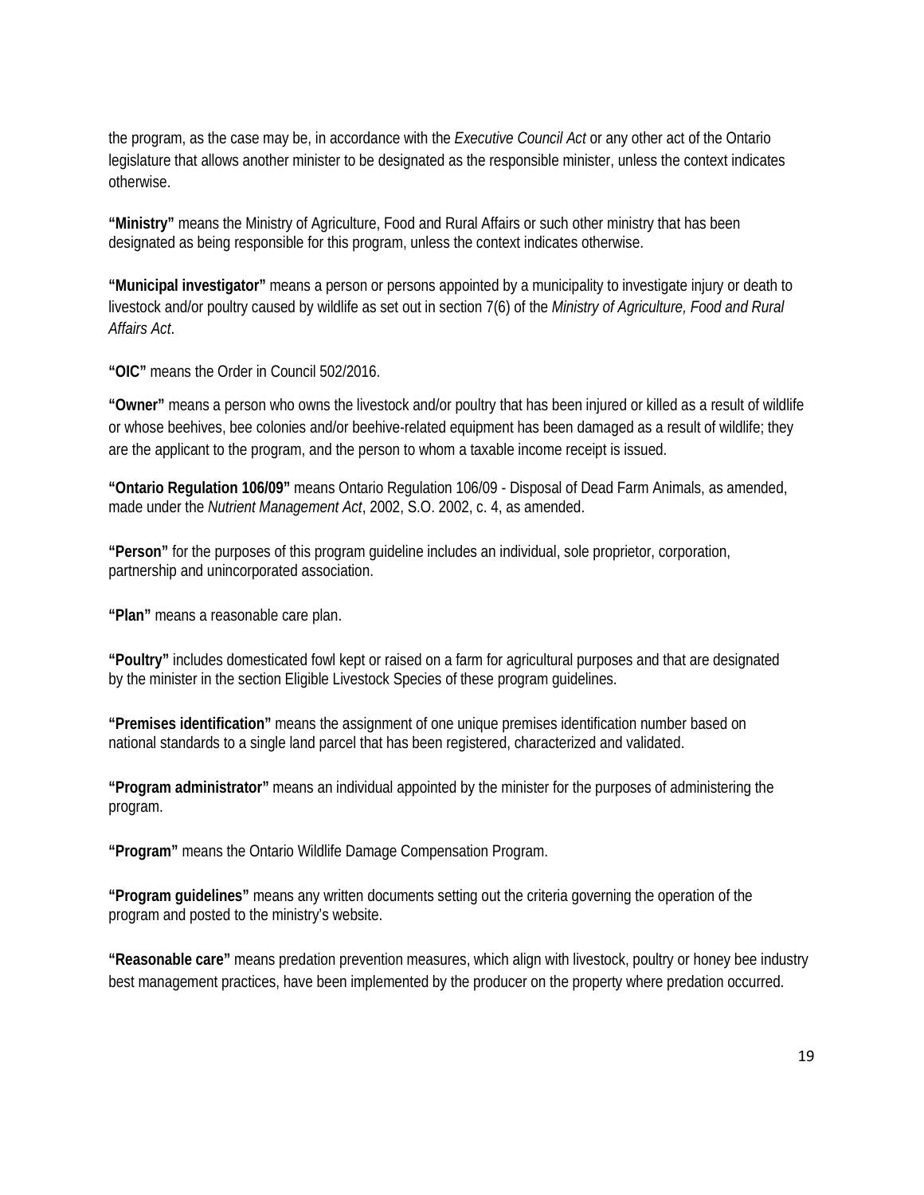the program, as the case may be, in accordance with the *Executive Council Act* or any other act of the Ontario legislature that allows another minister to be designated as the responsible minister, unless the context indicates otherwise.

**"Ministry"** means the Ministry of Agriculture, Food and Rural Affairs or such other ministry that has been designated as being responsible for this program, unless the context indicates otherwise.

**"Municipal investigator"** means a person or persons appointed by a municipality to investigate injury or death to livestock and/or poultry caused by wildlife as set out in section 7(6) of the *Ministry of Agriculture, Food and Rural Affairs Act*.

**"OIC"** means the Order in Council 502/2016.

**"Owner"** means a person who owns the livestock and/or poultry that has been injured or killed as a result of wildlife or whose beehives, bee colonies and/or beehive-related equipment has been damaged as a result of wildlife; they are the applicant to the program, and the person to whom a taxable income receipt is issued.

**"Ontario Regulation 106/09"** means Ontario Regulation 106/09 - Disposal of Dead Farm Animals, as amended, made under the *Nutrient Management Act*, 2002, S.O. 2002, c. 4, as amended.

**"Person"** for the purposes of this program guideline includes an individual, sole proprietor, corporation, partnership and unincorporated association.

**"Plan"** means a reasonable care plan.

**"Poultry"** includes domesticated fowl kept or raised on a farm for agricultural purposes and that are designated by the minister in the section Eligible Livestock Species of these program guidelines.

**"Premises identification"** means the assignment of one unique premises identification number based on national standards to a single land parcel that has been registered, characterized and validated.

**"Program administrator"** means an individual appointed by the minister for the purposes of administering the program.

**"Program"** means the Ontario Wildlife Damage Compensation Program.

**"Program guidelines"** means any written documents setting out the criteria governing the operation of the program and posted to the ministry's website.

**"Reasonable care"** means predation prevention measures, which align with livestock, poultry or honey bee industry best management practices, have been implemented by the producer on the property where predation occurred.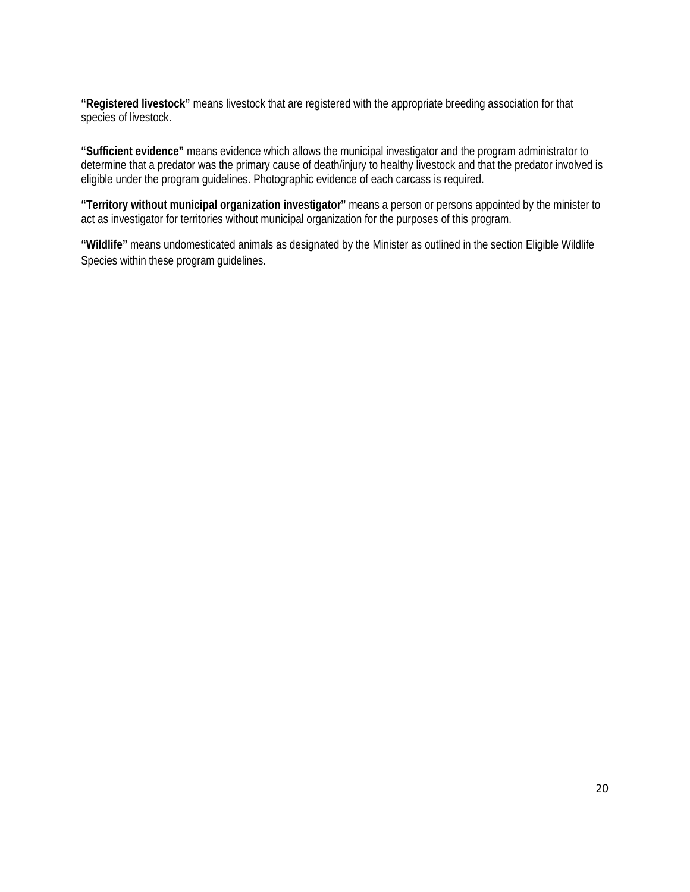**“Registered livestock”** means livestock that are registered with the appropriate breeding association for that species of livestock.

**“Sufficient evidence”** means evidence which allows the municipal investigator and the program administrator to determine that a predator was the primary cause of death/injury to healthy livestock and that the predator involved is eligible under the program guidelines. Photographic evidence of each carcass is required.

**“Territory without municipal organization investigator”** means a person or persons appointed by the minister to act as investigator for territories without municipal organization for the purposes of this program.

**“Wildlife”** means undomesticated animals as designated by the Minister as outlined in the section Eligible Wildlife Species within these program guidelines.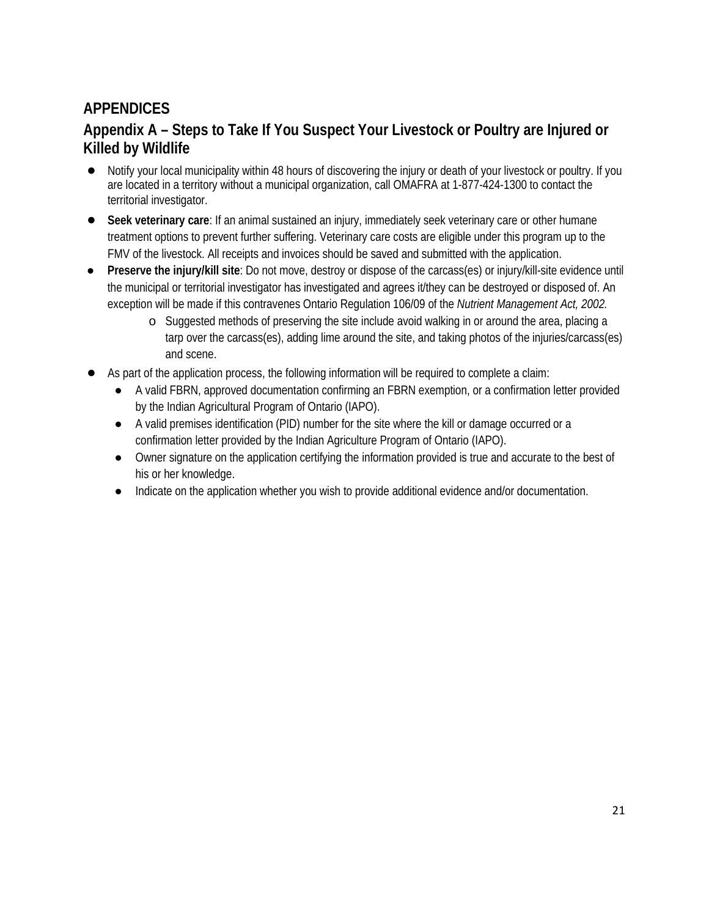# APPENDICES

## Appendix A – Steps to Take If You Suspect Your Livestock or Poultry are Injured or Killed by Wildlife

- Notify your local municipality within 48 hours of discovering the injury or death of your livestock or poultry. If you are located in a territory without a municipal organization, call OMAFRA at 1-877-424-1300 to contact the territorial investigator.
- **Seek veterinary care**: If an animal sustained an injury, immediately seek veterinary care or other humane treatment options to prevent further suffering. Veterinary care costs are eligible under this program up to the FMV of the livestock. All receipts and invoices should be saved and submitted with the application.
- **Preserve the injury/kill site**: Do not move, destroy or dispose of the carcass(es) or injury/kill-site evidence until the municipal or territorial investigator has investigated and agrees it/they can be destroyed or disposed of. An exception will be made if this contravenes Ontario Regulation 106/09 of the *Nutrient Management Act, 2002.*
  - Suggested methods of preserving the site include avoid walking in or around the area, placing a tarp over the carcass(es), adding lime around the site, and taking photos of the injuries/carcass(es) and scene.
- As part of the application process, the following information will be required to complete a claim:
  - A valid FBRN, approved documentation confirming an FBRN exemption, or a confirmation letter provided by the Indian Agricultural Program of Ontario (IAPO).
  - A valid premises identification (PID) number for the site where the kill or damage occurred or a confirmation letter provided by the Indian Agriculture Program of Ontario (IAPO).
  - Owner signature on the application certifying the information provided is true and accurate to the best of his or her knowledge.
  - Indicate on the application whether you wish to provide additional evidence and/or documentation.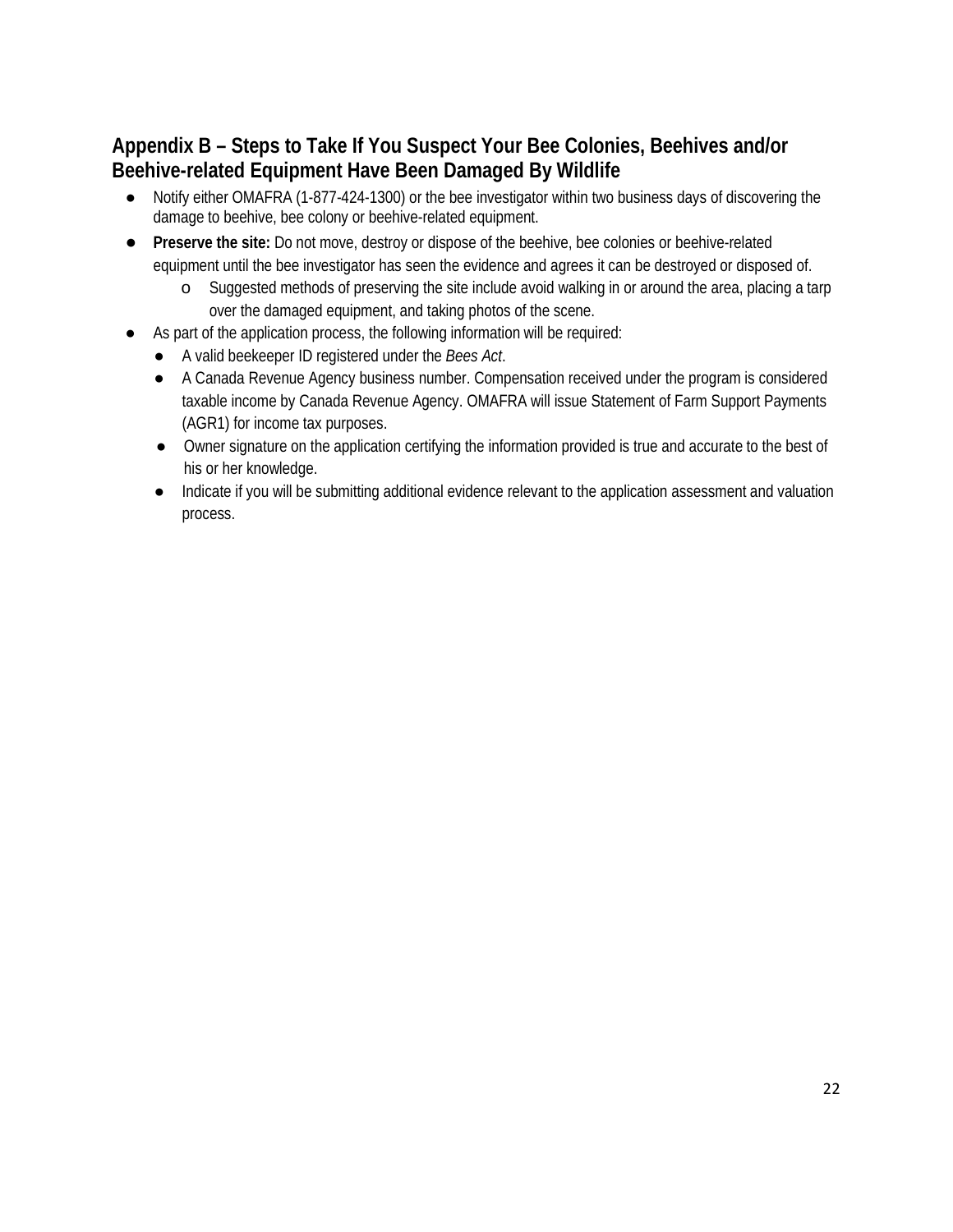## Appendix B – Steps to Take If You Suspect Your Bee Colonies, Beehives and/or Beehive-related Equipment Have Been Damaged By Wildlife

- Notify either OMAFRA (1-877-424-1300) or the bee investigator within two business days of discovering the damage to beehive, bee colony or beehive-related equipment.
- **Preserve the site:** Do not move, destroy or dispose of the beehive, bee colonies or beehive-related equipment until the bee investigator has seen the evidence and agrees it can be destroyed or disposed of.
  - Suggested methods of preserving the site include avoid walking in or around the area, placing a tarp over the damaged equipment, and taking photos of the scene.
- As part of the application process, the following information will be required:
  - A valid beekeeper ID registered under the *Bees Act*.
  - A Canada Revenue Agency business number. Compensation received under the program is considered taxable income by Canada Revenue Agency. OMAFRA will issue Statement of Farm Support Payments (AGR1) for income tax purposes.
  - Owner signature on the application certifying the information provided is true and accurate to the best of his or her knowledge.
  - Indicate if you will be submitting additional evidence relevant to the application assessment and valuation process.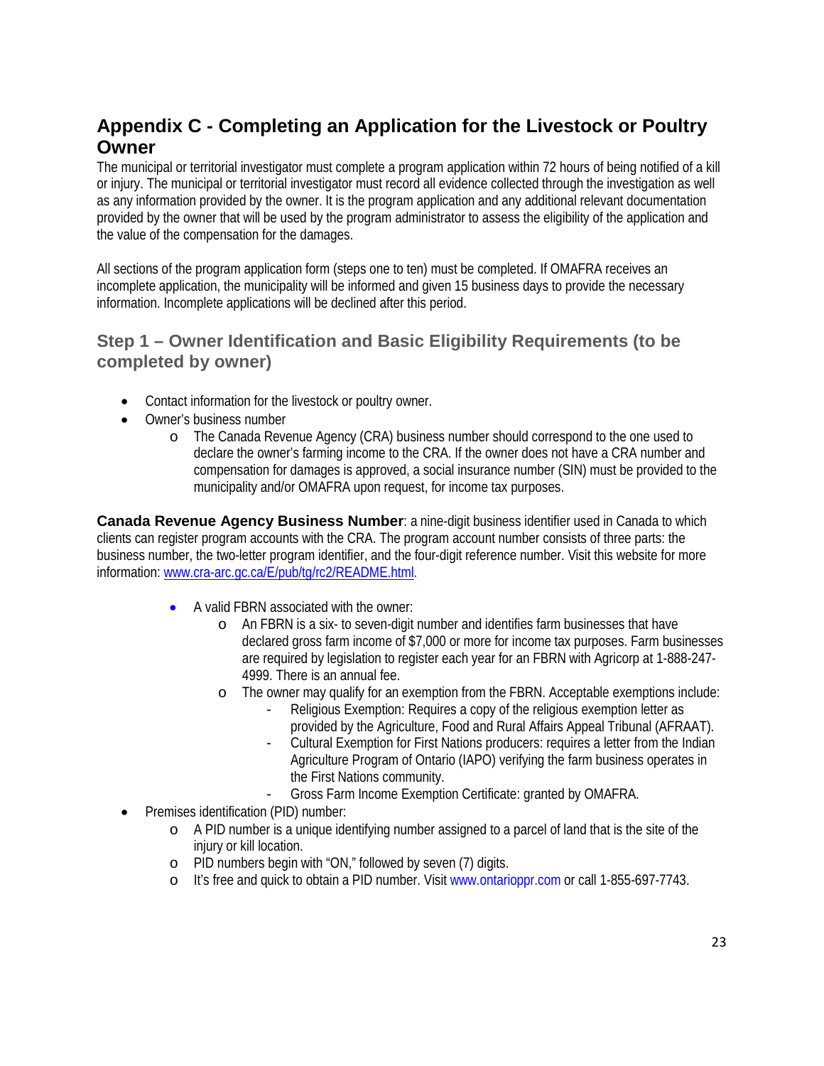## Appendix C - Completing an Application for the Livestock or Poultry Owner

The municipal or territorial investigator must complete a program application within 72 hours of being notified of a kill or injury. The municipal or territorial investigator must record all evidence collected through the investigation as well as any information provided by the owner. It is the program application and any additional relevant documentation provided by the owner that will be used by the program administrator to assess the eligibility of the application and the value of the compensation for the damages.

All sections of the program application form (steps one to ten) must be completed. If OMAFRA receives an incomplete application, the municipality will be informed and given 15 business days to provide the necessary information. Incomplete applications will be declined after this period.

### Step 1 – Owner Identification and Basic Eligibility Requirements (to be completed by owner)

- Contact information for the livestock or poultry owner.
- Owner's business number
  - The Canada Revenue Agency (CRA) business number should correspond to the one used to declare the owner's farming income to the CRA. If the owner does not have a CRA number and compensation for damages is approved, a social insurance number (SIN) must be provided to the municipality and/or OMAFRA upon request, for income tax purposes.

**Canada Revenue Agency Business Number**: a nine-digit business identifier used in Canada to which clients can register program accounts with the CRA. The program account number consists of three parts: the business number, the two-letter program identifier, and the four-digit reference number. Visit this website for more information: [www.cra-arc.gc.ca/E/pub/tg/rc2/README.html](www.cra-arc.gc.ca/E/pub/tg/rc2/README.html).

- A valid FBRN associated with the owner:
  - An FBRN is a six- to seven-digit number and identifies farm businesses that have declared gross farm income of $7,000 or more for income tax purposes. Farm businesses are required by legislation to register each year for an FBRN with Agricorp at 1-888-247-4999. There is an annual fee.
  - The owner may qualify for an exemption from the FBRN. Acceptable exemptions include:
    - Religious Exemption: Requires a copy of the religious exemption letter as provided by the Agriculture, Food and Rural Affairs Appeal Tribunal (AFRAAT).
    - Cultural Exemption for First Nations producers: requires a letter from the Indian Agriculture Program of Ontario (IAPO) verifying the farm business operates in the First Nations community.
    - Gross Farm Income Exemption Certificate: granted by OMAFRA.
- Premises identification (PID) number:
  - A PID number is a unique identifying number assigned to a parcel of land that is the site of the injury or kill location.
  - PID numbers begin with "ON," followed by seven (7) digits.
  - It's free and quick to obtain a PID number. Visit www.ontarioppr.com or call 1-855-697-7743.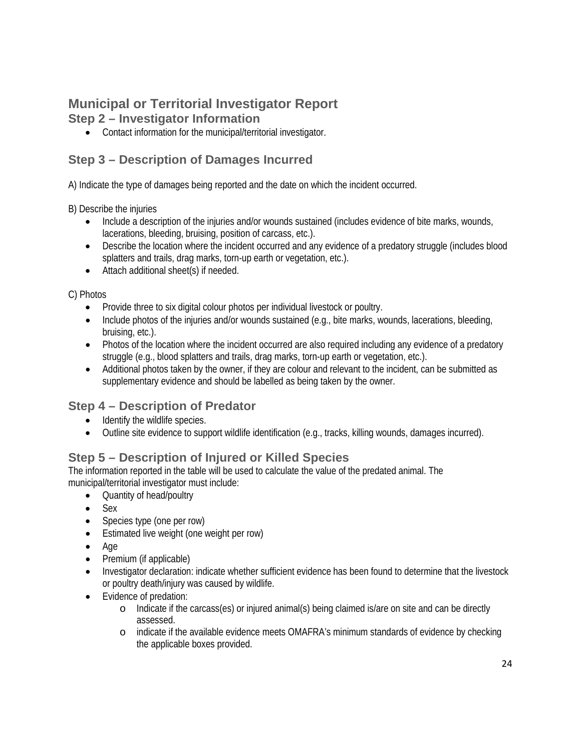# Municipal or Territorial Investigator Report

## Step 2 – Investigator Information

- Contact information for the municipal/territorial investigator.

## Step 3 – Description of Damages Incurred

A) Indicate the type of damages being reported and the date on which the incident occurred.

B) Describe the injuries

- Include a description of the injuries and/or wounds sustained (includes evidence of bite marks, wounds, lacerations, bleeding, bruising, position of carcass, etc.).
- Describe the location where the incident occurred and any evidence of a predatory struggle (includes blood splatters and trails, drag marks, torn-up earth or vegetation, etc.).
- Attach additional sheet(s) if needed.

C) Photos

- Provide three to six digital colour photos per individual livestock or poultry.
- Include photos of the injuries and/or wounds sustained (e.g., bite marks, wounds, lacerations, bleeding, bruising, etc.).
- Photos of the location where the incident occurred are also required including any evidence of a predatory struggle (e.g., blood splatters and trails, drag marks, torn-up earth or vegetation, etc.).
- Additional photos taken by the owner, if they are colour and relevant to the incident, can be submitted as supplementary evidence and should be labelled as being taken by the owner.

## Step 4 – Description of Predator

- Identify the wildlife species.
- Outline site evidence to support wildlife identification (e.g., tracks, killing wounds, damages incurred).

## Step 5 – Description of Injured or Killed Species

The information reported in the table will be used to calculate the value of the predated animal. The municipal/territorial investigator must include:

- Quantity of head/poultry
- Sex
- Species type (one per row)
- Estimated live weight (one weight per row)
- Age
- Premium (if applicable)
- Investigator declaration: indicate whether sufficient evidence has been found to determine that the livestock or poultry death/injury was caused by wildlife.
- Evidence of predation:
  - Indicate if the carcass(es) or injured animal(s) being claimed is/are on site and can be directly assessed.
  - indicate if the available evidence meets OMAFRA's minimum standards of evidence by checking the applicable boxes provided.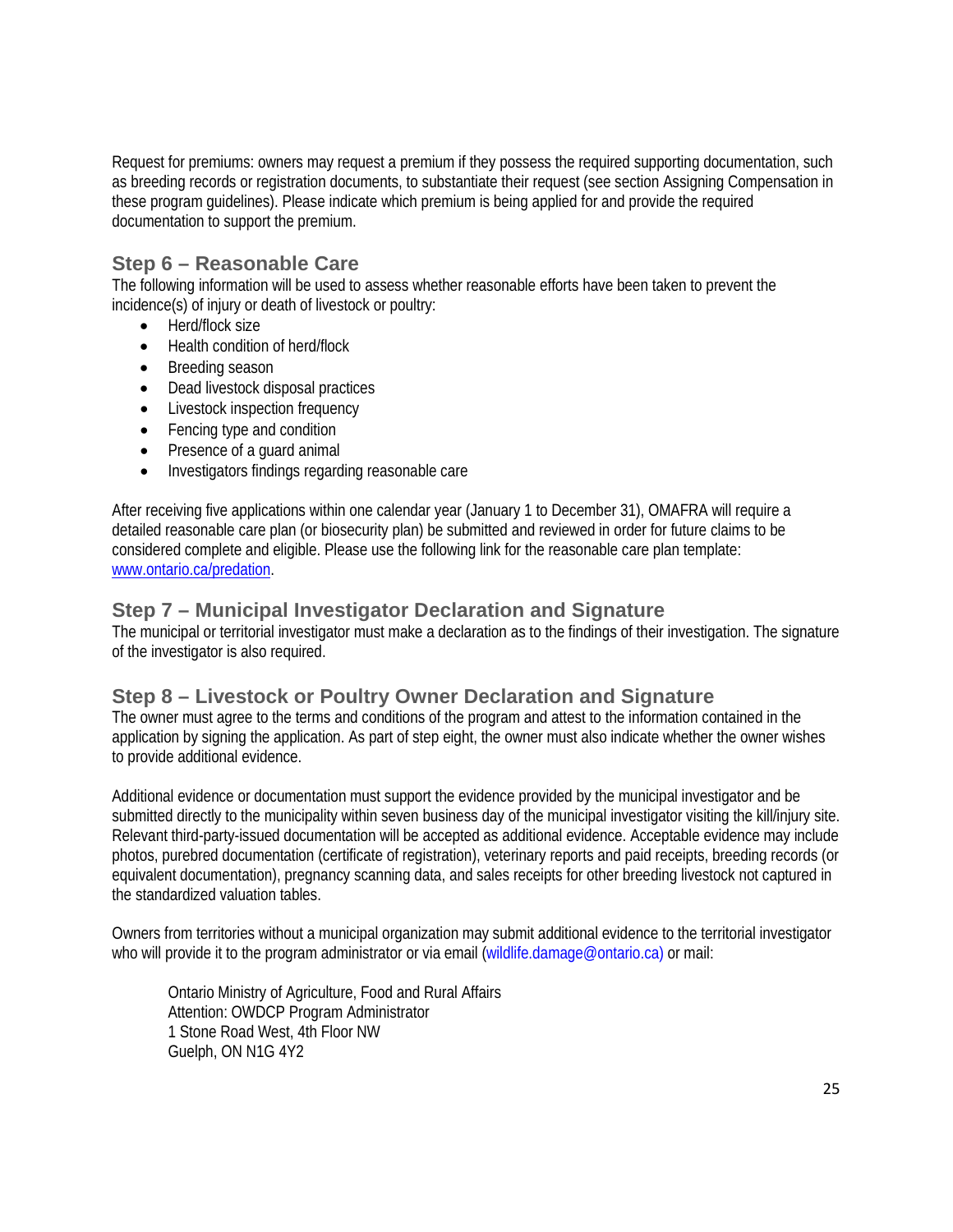Request for premiums: owners may request a premium if they possess the required supporting documentation, such as breeding records or registration documents, to substantiate their request (see section Assigning Compensation in these program guidelines). Please indicate which premium is being applied for and provide the required documentation to support the premium.

## Step 6 – Reasonable Care

The following information will be used to assess whether reasonable efforts have been taken to prevent the incidence(s) of injury or death of livestock or poultry:

- Herd/flock size
- Health condition of herd/flock
- Breeding season
- Dead livestock disposal practices
- Livestock inspection frequency
- Fencing type and condition
- Presence of a guard animal
- Investigators findings regarding reasonable care

After receiving five applications within one calendar year (January 1 to December 31), OMAFRA will require a detailed reasonable care plan (or biosecurity plan) be submitted and reviewed in order for future claims to be considered complete and eligible. Please use the following link for the reasonable care plan template: [www.ontario.ca/predation](http://www.ontario.ca/predation).

## Step 7 – Municipal Investigator Declaration and Signature

The municipal or territorial investigator must make a declaration as to the findings of their investigation. The signature of the investigator is also required.

## Step 8 – Livestock or Poultry Owner Declaration and Signature

The owner must agree to the terms and conditions of the program and attest to the information contained in the application by signing the application. As part of step eight, the owner must also indicate whether the owner wishes to provide additional evidence.

Additional evidence or documentation must support the evidence provided by the municipal investigator and be submitted directly to the municipality within seven business day of the municipal investigator visiting the kill/injury site. Relevant third-party-issued documentation will be accepted as additional evidence. Acceptable evidence may include photos, purebred documentation (certificate of registration), veterinary reports and paid receipts, breeding records (or equivalent documentation), pregnancy scanning data, and sales receipts for other breeding livestock not captured in the standardized valuation tables.

Owners from territories without a municipal organization may submit additional evidence to the territorial investigator who will provide it to the program administrator or via email (wildlife.damage@ontario.ca) or mail:

> Ontario Ministry of Agriculture, Food and Rural Affairs
> Attention: OWDCP Program Administrator
> 1 Stone Road West, 4th Floor NW
> Guelph, ON N1G 4Y2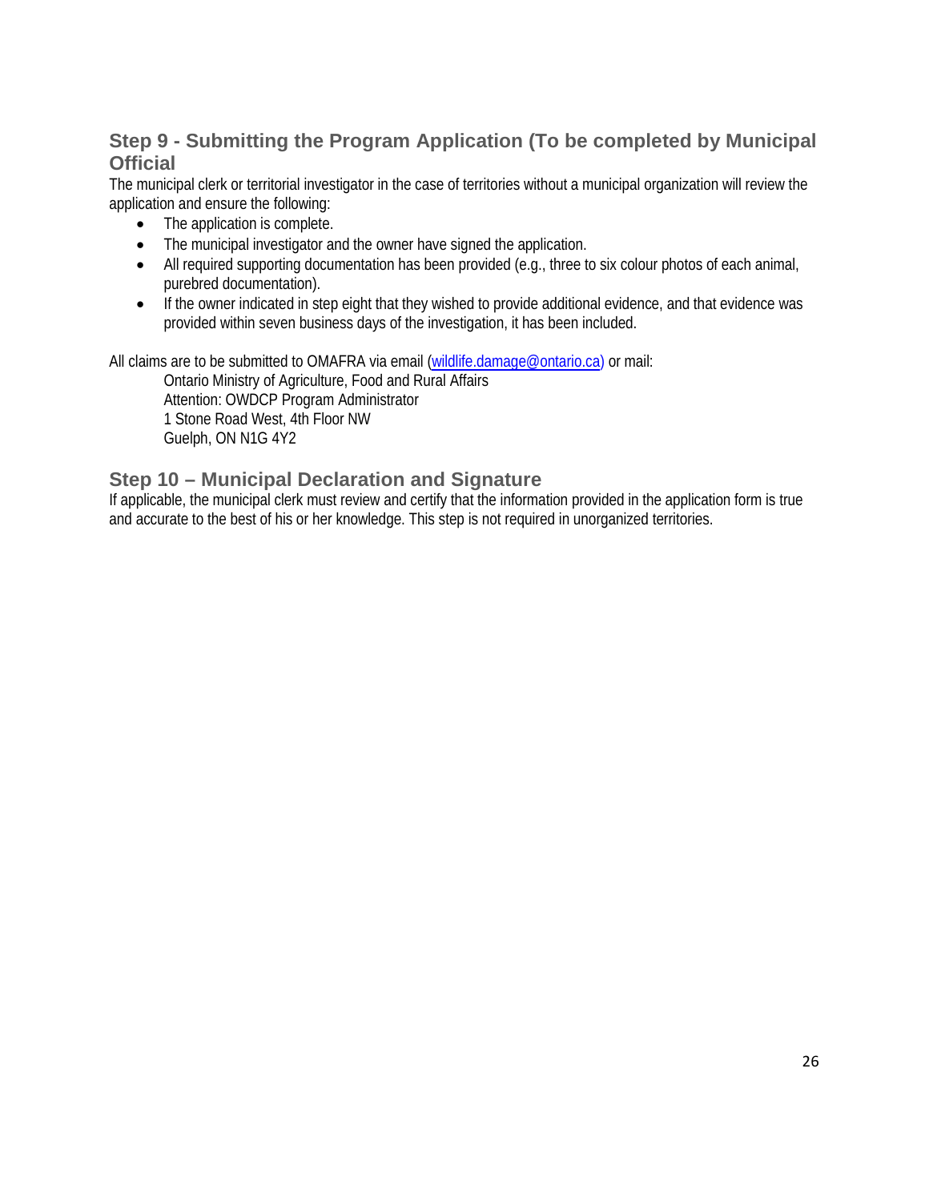## Step 9 - Submitting the Program Application (To be completed by Municipal Official

The municipal clerk or territorial investigator in the case of territories without a municipal organization will review the application and ensure the following:

- The application is complete.
- The municipal investigator and the owner have signed the application.
- All required supporting documentation has been provided (e.g., three to six colour photos of each animal, purebred documentation).
- If the owner indicated in step eight that they wished to provide additional evidence, and that evidence was provided within seven business days of the investigation, it has been included.

All claims are to be submitted to OMAFRA via email (wildlife.damage@ontario.ca) or mail:

Ontario Ministry of Agriculture, Food and Rural Affairs
Attention: OWDCP Program Administrator
1 Stone Road West, 4th Floor NW
Guelph, ON N1G 4Y2

## Step 10 – Municipal Declaration and Signature

If applicable, the municipal clerk must review and certify that the information provided in the application form is true and accurate to the best of his or her knowledge. This step is not required in unorganized territories.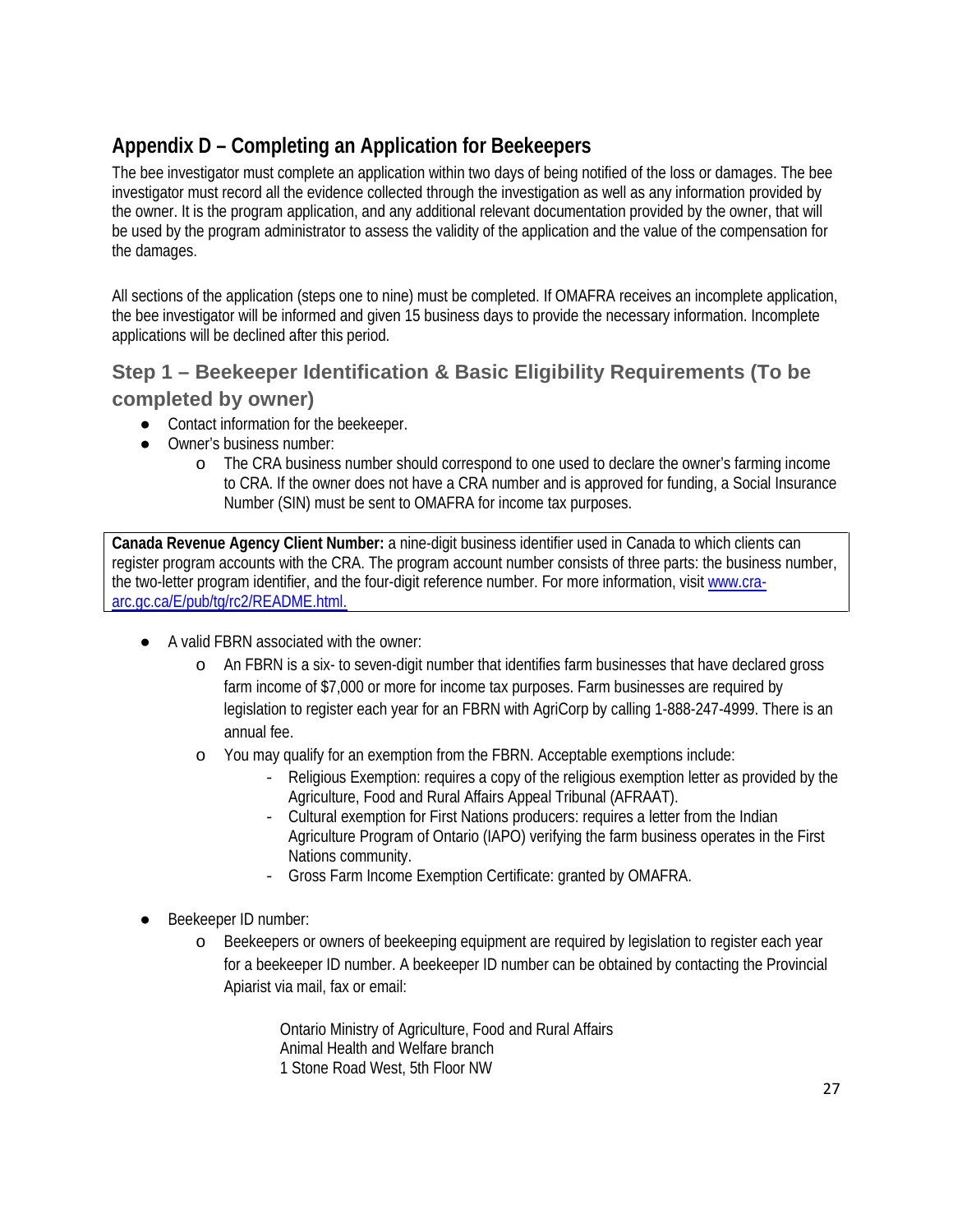## Appendix D – Completing an Application for Beekeepers

The bee investigator must complete an application within two days of being notified of the loss or damages. The bee investigator must record all the evidence collected through the investigation as well as any information provided by the owner. It is the program application, and any additional relevant documentation provided by the owner, that will be used by the program administrator to assess the validity of the application and the value of the compensation for the damages.

All sections of the application (steps one to nine) must be completed. If OMAFRA receives an incomplete application, the bee investigator will be informed and given 15 business days to provide the necessary information. Incomplete applications will be declined after this period.

### Step 1 – Beekeeper Identification & Basic Eligibility Requirements (To be completed by owner)

- Contact information for the beekeeper.
- Owner's business number:
  - The CRA business number should correspond to one used to declare the owner's farming income to CRA. If the owner does not have a CRA number and is approved for funding, a Social Insurance Number (SIN) must be sent to OMAFRA for income tax purposes.

**Canada Revenue Agency Client Number:** a nine-digit business identifier used in Canada to which clients can register program accounts with the CRA. The program account number consists of three parts: the business number, the two-letter program identifier, and the four-digit reference number. For more information, visit [www.cra-arc.gc.ca/E/pub/tg/rc2/README.html.](www.cra-arc.gc.ca/E/pub/tg/rc2/README.html)

- A valid FBRN associated with the owner:
  - An FBRN is a six- to seven-digit number that identifies farm businesses that have declared gross farm income of $7,000 or more for income tax purposes. Farm businesses are required by legislation to register each year for an FBRN with AgriCorp by calling 1-888-247-4999. There is an annual fee.
  - You may qualify for an exemption from the FBRN. Acceptable exemptions include:
    - Religious Exemption: requires a copy of the religious exemption letter as provided by the Agriculture, Food and Rural Affairs Appeal Tribunal (AFRAAT).
    - Cultural exemption for First Nations producers: requires a letter from the Indian Agriculture Program of Ontario (IAPO) verifying the farm business operates in the First Nations community.
    - Gross Farm Income Exemption Certificate: granted by OMAFRA.
- Beekeeper ID number:
  - Beekeepers or owners of beekeeping equipment are required by legislation to register each year for a beekeeper ID number. A beekeeper ID number can be obtained by contacting the Provincial Apiarist via mail, fax or email:

    Ontario Ministry of Agriculture, Food and Rural Affairs
    Animal Health and Welfare branch
    1 Stone Road West, 5th Floor NW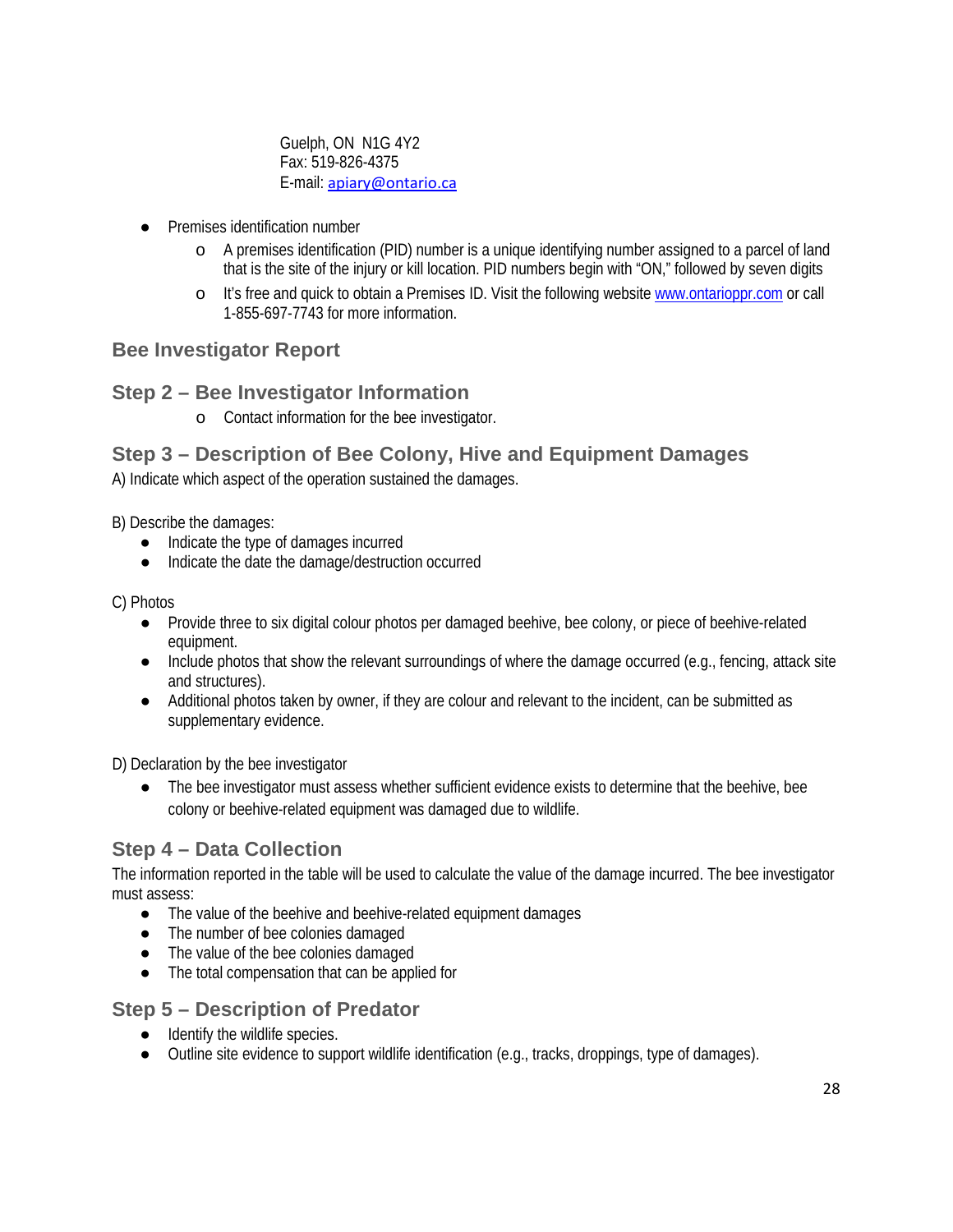Guelph, ON N1G 4Y2
Fax: 519-826-4375
E-mail: apiary@ontario.ca

- Premises identification number
  - A premises identification (PID) number is a unique identifying number assigned to a parcel of land that is the site of the injury or kill location. PID numbers begin with "ON," followed by seven digits
  - It's free and quick to obtain a Premises ID. Visit the following website www.ontarioppr.com or call 1-855-697-7743 for more information.

## Bee Investigator Report

## Step 2 – Bee Investigator Information

- Contact information for the bee investigator.

## Step 3 – Description of Bee Colony, Hive and Equipment Damages

A) Indicate which aspect of the operation sustained the damages.

B) Describe the damages:

- Indicate the type of damages incurred
- Indicate the date the damage/destruction occurred

C) Photos

- Provide three to six digital colour photos per damaged beehive, bee colony, or piece of beehive-related equipment.
- Include photos that show the relevant surroundings of where the damage occurred (e.g., fencing, attack site and structures).
- Additional photos taken by owner, if they are colour and relevant to the incident, can be submitted as supplementary evidence.

D) Declaration by the bee investigator

- The bee investigator must assess whether sufficient evidence exists to determine that the beehive, bee colony or beehive-related equipment was damaged due to wildlife.

## Step 4 – Data Collection

The information reported in the table will be used to calculate the value of the damage incurred. The bee investigator must assess:

- The value of the beehive and beehive-related equipment damages
- The number of bee colonies damaged
- The value of the bee colonies damaged
- The total compensation that can be applied for

## Step 5 – Description of Predator

- Identify the wildlife species.
- Outline site evidence to support wildlife identification (e.g., tracks, droppings, type of damages).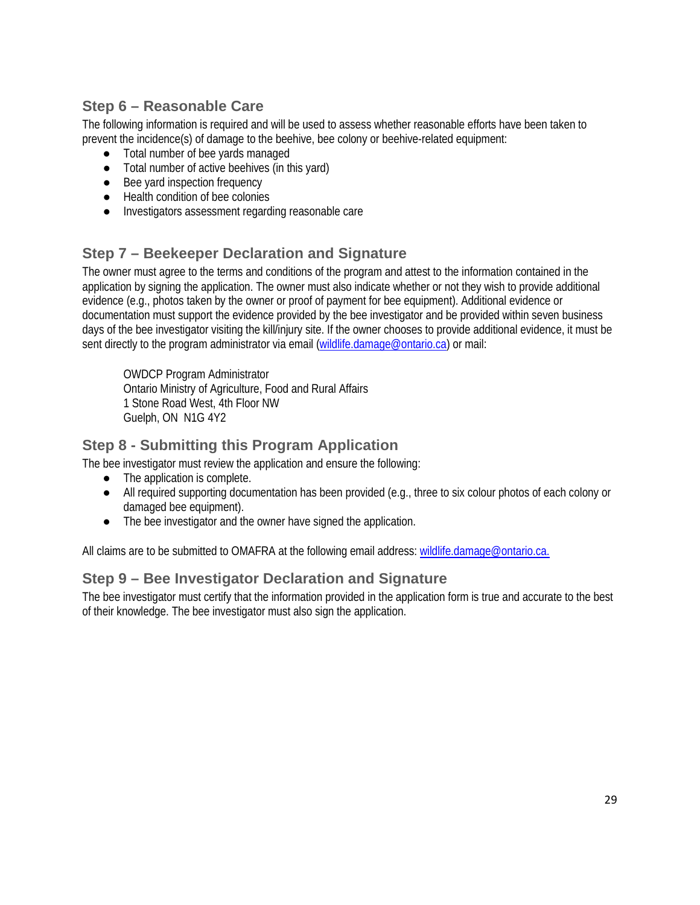## Step 6 – Reasonable Care

The following information is required and will be used to assess whether reasonable efforts have been taken to prevent the incidence(s) of damage to the beehive, bee colony or beehive-related equipment:

- Total number of bee yards managed
- Total number of active beehives (in this yard)
- Bee yard inspection frequency
- Health condition of bee colonies
- Investigators assessment regarding reasonable care

## Step 7 – Beekeeper Declaration and Signature

The owner must agree to the terms and conditions of the program and attest to the information contained in the application by signing the application. The owner must also indicate whether or not they wish to provide additional evidence (e.g., photos taken by the owner or proof of payment for bee equipment). Additional evidence or documentation must support the evidence provided by the bee investigator and be provided within seven business days of the bee investigator visiting the kill/injury site. If the owner chooses to provide additional evidence, it must be sent directly to the program administrator via email (wildlife.damage@ontario.ca) or mail:

OWDCP Program Administrator
Ontario Ministry of Agriculture, Food and Rural Affairs
1 Stone Road West, 4th Floor NW
Guelph, ON N1G 4Y2

## Step 8 - Submitting this Program Application

The bee investigator must review the application and ensure the following:

- The application is complete.
- All required supporting documentation has been provided (e.g., three to six colour photos of each colony or damaged bee equipment).
- The bee investigator and the owner have signed the application.

All claims are to be submitted to OMAFRA at the following email address: wildlife.damage@ontario.ca.

## Step 9 – Bee Investigator Declaration and Signature

The bee investigator must certify that the information provided in the application form is true and accurate to the best of their knowledge. The bee investigator must also sign the application.